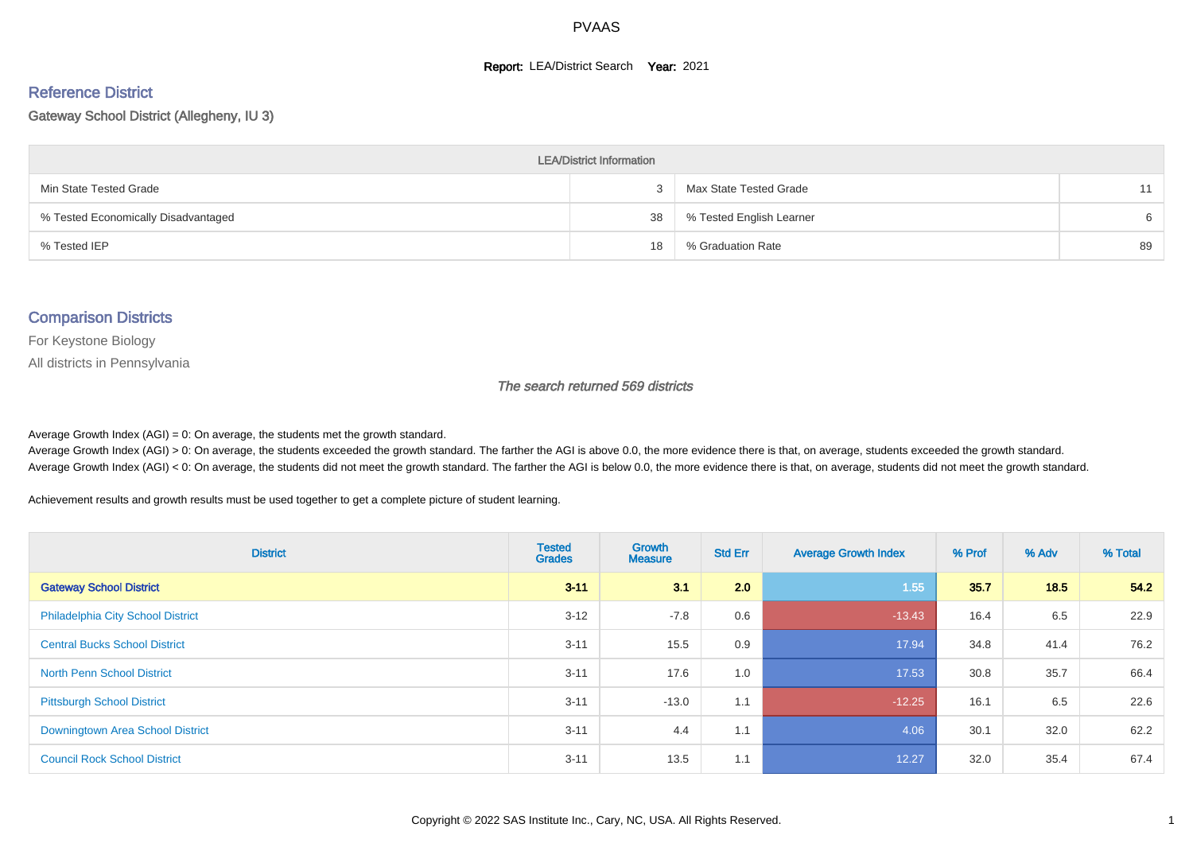# PVAAS

**Report:** LEA/District Search **Year:** 2021

## Reference District

Gateway School District (Allegheny, IU 3)

| LEA/District Information | | | |
|---|---|---|---|
| Min State Tested Grade | 3 | Max State Tested Grade | 11 |
| % Tested Economically Disadvantaged | 38 | % Tested English Learner | 6 |
| % Tested IEP | 18 | % Graduation Rate | 89 |

## Comparison Districts

For Keystone Biology

All districts in Pennsylvania

*The search returned 569 districts*

Average Growth Index (AGI) = 0: On average, the students met the growth standard.
Average Growth Index (AGI) > 0: On average, the students exceeded the growth standard. The farther the AGI is above 0.0, the more evidence there is that, on average, students exceeded the growth standard.
Average Growth Index (AGI) < 0: On average, the students did not meet the growth standard. The farther the AGI is below 0.0, the more evidence there is that, on average, students did not meet the growth standard.

Achievement results and growth results must be used together to get a complete picture of student learning.

| District | Tested Grades | Growth Measure | Std Err | Average Growth Index | % Prof | % Adv | % Total |
|---|---|---|---|---|---|---|---|
| **Gateway School District** | **3-11** | **3.1** | **2.0** | 1.55 | **35.7** | **18.5** | **54.2** |
| Philadelphia City School District | 3-12 | -7.8 | 0.6 | -13.43 | 16.4 | 6.5 | 22.9 |
| Central Bucks School District | 3-11 | 15.5 | 0.9 | 17.94 | 34.8 | 41.4 | 76.2 |
| North Penn School District | 3-11 | 17.6 | 1.0 | 17.53 | 30.8 | 35.7 | 66.4 |
| Pittsburgh School District | 3-11 | -13.0 | 1.1 | -12.25 | 16.1 | 6.5 | 22.6 |
| Downingtown Area School District | 3-11 | 4.4 | 1.1 | 4.06 | 30.1 | 32.0 | 62.2 |
| Council Rock School District | 3-11 | 13.5 | 1.1 | 12.27 | 32.0 | 35.4 | 67.4 |

Copyright © 2022 SAS Institute Inc., Cary, NC, USA. All Rights Reserved.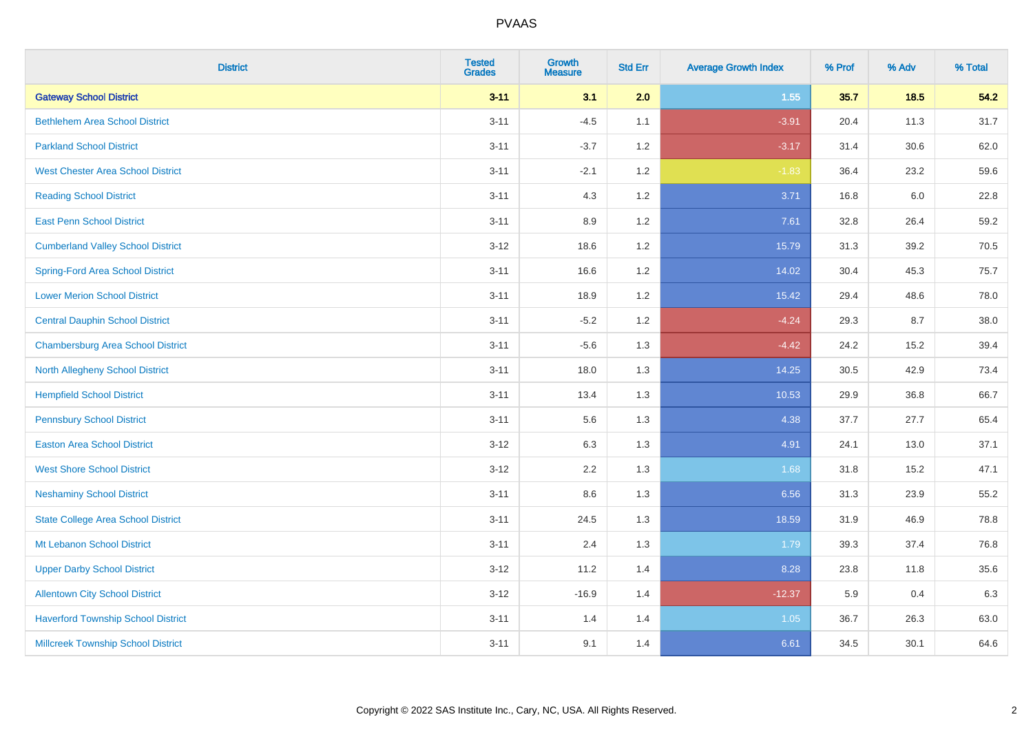# PVAAS

| District | Tested Grades | Growth Measure | Std Err | Average Growth Index | % Prof | % Adv | % Total |
|---|---|---|---|---|---|---|---|
| **Gateway School District** | **3-11** | **3.1** | **2.0** | **1.55** | **35.7** | **18.5** | **54.2** |
| Bethlehem Area School District | 3-11 | -4.5 | 1.1 | -3.91 | 20.4 | 11.3 | 31.7 |
| Parkland School District | 3-11 | -3.7 | 1.2 | -3.17 | 31.4 | 30.6 | 62.0 |
| West Chester Area School District | 3-11 | -2.1 | 1.2 | -1.83 | 36.4 | 23.2 | 59.6 |
| Reading School District | 3-11 | 4.3 | 1.2 | 3.71 | 16.8 | 6.0 | 22.8 |
| East Penn School District | 3-11 | 8.9 | 1.2 | 7.61 | 32.8 | 26.4 | 59.2 |
| Cumberland Valley School District | 3-12 | 18.6 | 1.2 | 15.79 | 31.3 | 39.2 | 70.5 |
| Spring-Ford Area School District | 3-11 | 16.6 | 1.2 | 14.02 | 30.4 | 45.3 | 75.7 |
| Lower Merion School District | 3-11 | 18.9 | 1.2 | 15.42 | 29.4 | 48.6 | 78.0 |
| Central Dauphin School District | 3-11 | -5.2 | 1.2 | -4.24 | 29.3 | 8.7 | 38.0 |
| Chambersburg Area School District | 3-11 | -5.6 | 1.3 | -4.42 | 24.2 | 15.2 | 39.4 |
| North Allegheny School District | 3-11 | 18.0 | 1.3 | 14.25 | 30.5 | 42.9 | 73.4 |
| Hempfield School District | 3-11 | 13.4 | 1.3 | 10.53 | 29.9 | 36.8 | 66.7 |
| Pennsbury School District | 3-11 | 5.6 | 1.3 | 4.38 | 37.7 | 27.7 | 65.4 |
| Easton Area School District | 3-12 | 6.3 | 1.3 | 4.91 | 24.1 | 13.0 | 37.1 |
| West Shore School District | 3-12 | 2.2 | 1.3 | 1.68 | 31.8 | 15.2 | 47.1 |
| Neshaminy School District | 3-11 | 8.6 | 1.3 | 6.56 | 31.3 | 23.9 | 55.2 |
| State College Area School District | 3-11 | 24.5 | 1.3 | 18.59 | 31.9 | 46.9 | 78.8 |
| Mt Lebanon School District | 3-11 | 2.4 | 1.3 | 1.79 | 39.3 | 37.4 | 76.8 |
| Upper Darby School District | 3-12 | 11.2 | 1.4 | 8.28 | 23.8 | 11.8 | 35.6 |
| Allentown City School District | 3-12 | -16.9 | 1.4 | -12.37 | 5.9 | 0.4 | 6.3 |
| Haverford Township School District | 3-11 | 1.4 | 1.4 | 1.05 | 36.7 | 26.3 | 63.0 |
| Millcreek Township School District | 3-11 | 9.1 | 1.4 | 6.61 | 34.5 | 30.1 | 64.6 |

Copyright © 2022 SAS Institute Inc., Cary, NC, USA. All Rights Reserved.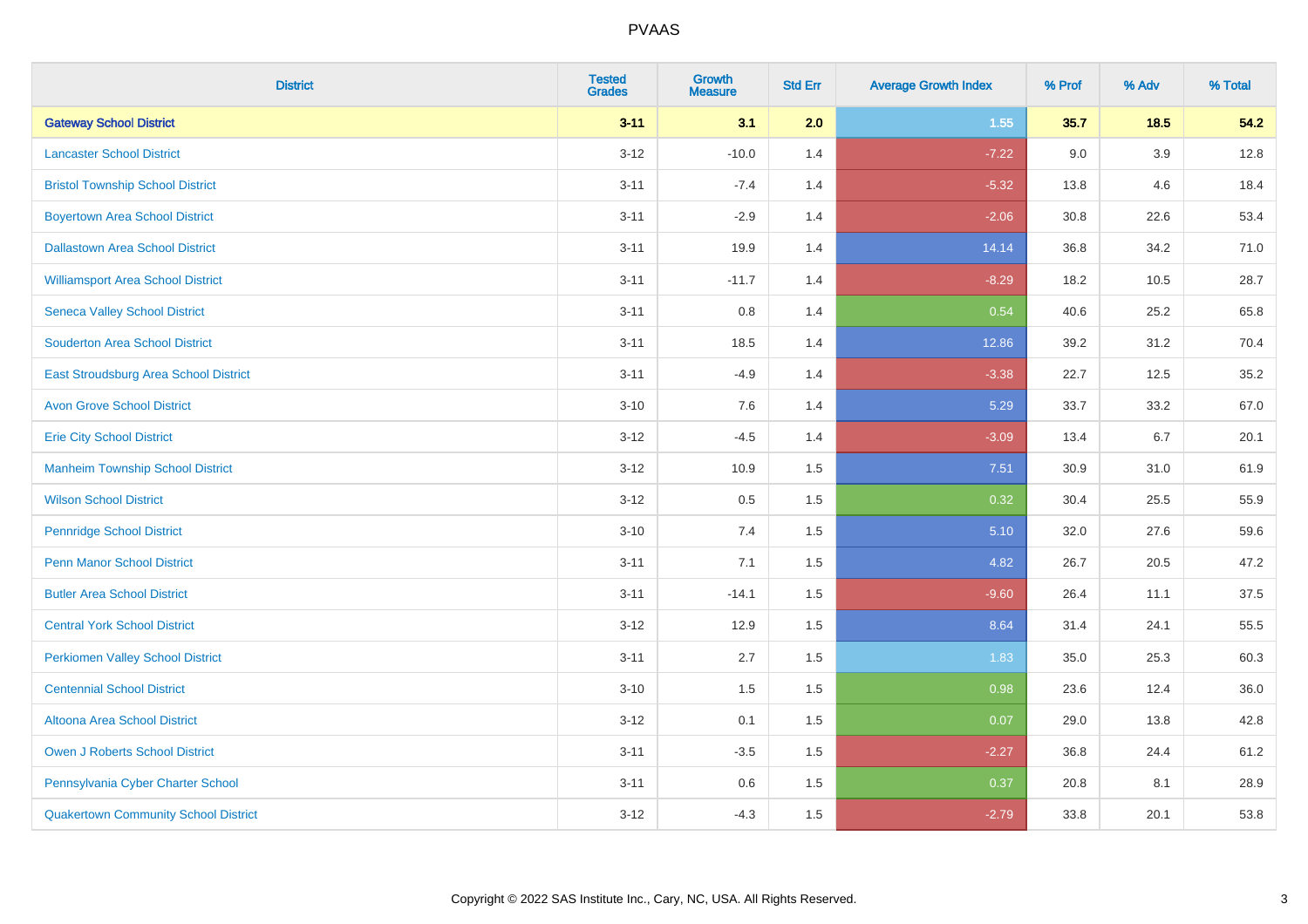# PVAAS

| District | Tested Grades | Growth Measure | Std Err | Average Growth Index | % Prof | % Adv | % Total |
|---|---|---|---|---|---|---|---|
| **Gateway School District** | **3-11** | **3.1** | **2.0** | **1.55** | **35.7** | **18.5** | **54.2** |
| Lancaster School District | 3-12 | -10.0 | 1.4 | -7.22 | 9.0 | 3.9 | 12.8 |
| Bristol Township School District | 3-11 | -7.4 | 1.4 | -5.32 | 13.8 | 4.6 | 18.4 |
| Boyertown Area School District | 3-11 | -2.9 | 1.4 | -2.06 | 30.8 | 22.6 | 53.4 |
| Dallastown Area School District | 3-11 | 19.9 | 1.4 | 14.14 | 36.8 | 34.2 | 71.0 |
| Williamsport Area School District | 3-11 | -11.7 | 1.4 | -8.29 | 18.2 | 10.5 | 28.7 |
| Seneca Valley School District | 3-11 | 0.8 | 1.4 | 0.54 | 40.6 | 25.2 | 65.8 |
| Souderton Area School District | 3-11 | 18.5 | 1.4 | 12.86 | 39.2 | 31.2 | 70.4 |
| East Stroudsburg Area School District | 3-11 | -4.9 | 1.4 | -3.38 | 22.7 | 12.5 | 35.2 |
| Avon Grove School District | 3-10 | 7.6 | 1.4 | 5.29 | 33.7 | 33.2 | 67.0 |
| Erie City School District | 3-12 | -4.5 | 1.4 | -3.09 | 13.4 | 6.7 | 20.1 |
| Manheim Township School District | 3-12 | 10.9 | 1.5 | 7.51 | 30.9 | 31.0 | 61.9 |
| Wilson School District | 3-12 | 0.5 | 1.5 | 0.32 | 30.4 | 25.5 | 55.9 |
| Pennridge School District | 3-10 | 7.4 | 1.5 | 5.10 | 32.0 | 27.6 | 59.6 |
| Penn Manor School District | 3-11 | 7.1 | 1.5 | 4.82 | 26.7 | 20.5 | 47.2 |
| Butler Area School District | 3-11 | -14.1 | 1.5 | -9.60 | 26.4 | 11.1 | 37.5 |
| Central York School District | 3-12 | 12.9 | 1.5 | 8.64 | 31.4 | 24.1 | 55.5 |
| Perkiomen Valley School District | 3-11 | 2.7 | 1.5 | 1.83 | 35.0 | 25.3 | 60.3 |
| Centennial School District | 3-10 | 1.5 | 1.5 | 0.98 | 23.6 | 12.4 | 36.0 |
| Altoona Area School District | 3-12 | 0.1 | 1.5 | 0.07 | 29.0 | 13.8 | 42.8 |
| Owen J Roberts School District | 3-11 | -3.5 | 1.5 | -2.27 | 36.8 | 24.4 | 61.2 |
| Pennsylvania Cyber Charter School | 3-11 | 0.6 | 1.5 | 0.37 | 20.8 | 8.1 | 28.9 |
| Quakertown Community School District | 3-12 | -4.3 | 1.5 | -2.79 | 33.8 | 20.1 | 53.8 |

Copyright © 2022 SAS Institute Inc., Cary, NC, USA. All Rights Reserved.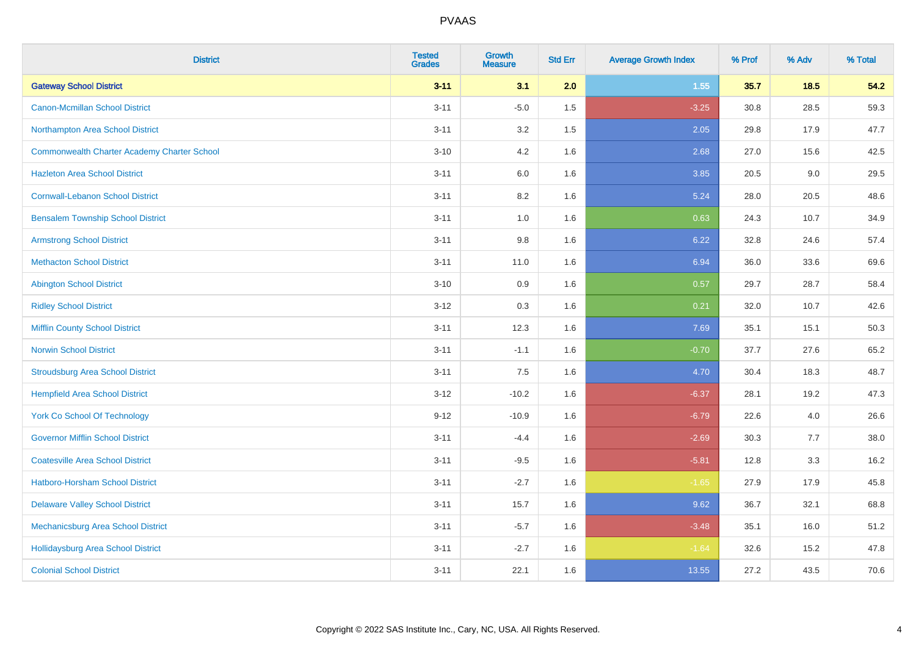| District | Tested Grades | Growth Measure | Std Err | Average Growth Index | % Prof | % Adv | % Total |
|---|---|---|---|---|---|---|---|
| **Gateway School District** | **3-11** | **3.1** | **2.0** | **1.55** | **35.7** | **18.5** | **54.2** |
| Canon-Mcmillan School District | 3-11 | -5.0 | 1.5 | -3.25 | 30.8 | 28.5 | 59.3 |
| Northampton Area School District | 3-11 | 3.2 | 1.5 | 2.05 | 29.8 | 17.9 | 47.7 |
| Commonwealth Charter Academy Charter School | 3-10 | 4.2 | 1.6 | 2.68 | 27.0 | 15.6 | 42.5 |
| Hazleton Area School District | 3-11 | 6.0 | 1.6 | 3.85 | 20.5 | 9.0 | 29.5 |
| Cornwall-Lebanon School District | 3-11 | 8.2 | 1.6 | 5.24 | 28.0 | 20.5 | 48.6 |
| Bensalem Township School District | 3-11 | 1.0 | 1.6 | 0.63 | 24.3 | 10.7 | 34.9 |
| Armstrong School District | 3-11 | 9.8 | 1.6 | 6.22 | 32.8 | 24.6 | 57.4 |
| Methacton School District | 3-11 | 11.0 | 1.6 | 6.94 | 36.0 | 33.6 | 69.6 |
| Abington School District | 3-10 | 0.9 | 1.6 | 0.57 | 29.7 | 28.7 | 58.4 |
| Ridley School District | 3-12 | 0.3 | 1.6 | 0.21 | 32.0 | 10.7 | 42.6 |
| Mifflin County School District | 3-11 | 12.3 | 1.6 | 7.69 | 35.1 | 15.1 | 50.3 |
| Norwin School District | 3-11 | -1.1 | 1.6 | -0.70 | 37.7 | 27.6 | 65.2 |
| Stroudsburg Area School District | 3-11 | 7.5 | 1.6 | 4.70 | 30.4 | 18.3 | 48.7 |
| Hempfield Area School District | 3-12 | -10.2 | 1.6 | -6.37 | 28.1 | 19.2 | 47.3 |
| York Co School Of Technology | 9-12 | -10.9 | 1.6 | -6.79 | 22.6 | 4.0 | 26.6 |
| Governor Mifflin School District | 3-11 | -4.4 | 1.6 | -2.69 | 30.3 | 7.7 | 38.0 |
| Coatesville Area School District | 3-11 | -9.5 | 1.6 | -5.81 | 12.8 | 3.3 | 16.2 |
| Hatboro-Horsham School District | 3-11 | -2.7 | 1.6 | -1.65 | 27.9 | 17.9 | 45.8 |
| Delaware Valley School District | 3-11 | 15.7 | 1.6 | 9.62 | 36.7 | 32.1 | 68.8 |
| Mechanicsburg Area School District | 3-11 | -5.7 | 1.6 | -3.48 | 35.1 | 16.0 | 51.2 |
| Hollidaysburg Area School District | 3-11 | -2.7 | 1.6 | -1.64 | 32.6 | 15.2 | 47.8 |
| Colonial School District | 3-11 | 22.1 | 1.6 | 13.55 | 27.2 | 43.5 | 70.6 |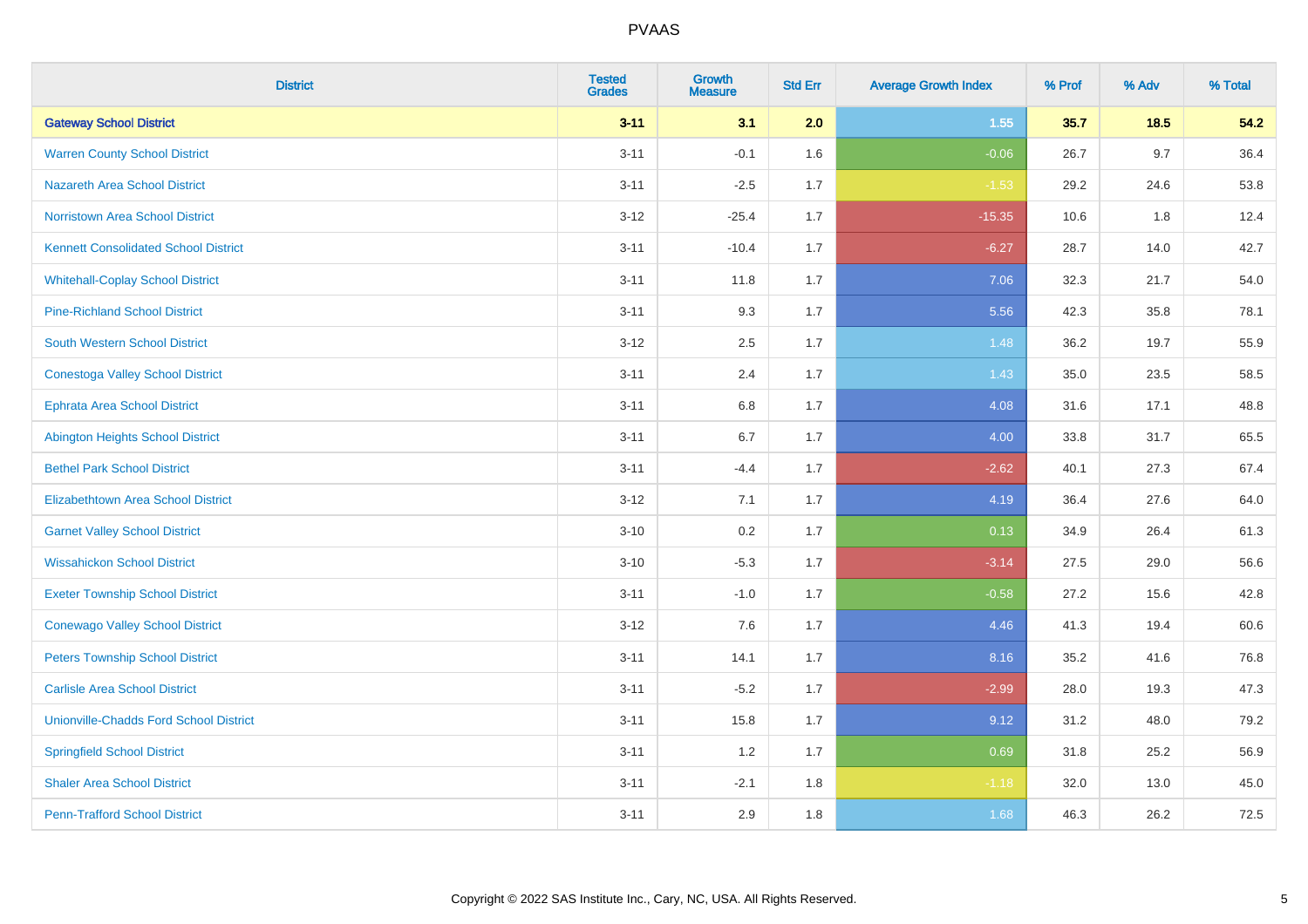| District | Tested Grades | Growth Measure | Std Err | Average Growth Index | % Prof | % Adv | % Total |
|---|---|---|---|---|---|---|---|
| **Gateway School District** | **3-11** | **3.1** | **2.0** | **1.55** | **35.7** | **18.5** | **54.2** |
| Warren County School District | 3-11 | -0.1 | 1.6 | -0.06 | 26.7 | 9.7 | 36.4 |
| Nazareth Area School District | 3-11 | -2.5 | 1.7 | -1.53 | 29.2 | 24.6 | 53.8 |
| Norristown Area School District | 3-12 | -25.4 | 1.7 | -15.35 | 10.6 | 1.8 | 12.4 |
| Kennett Consolidated School District | 3-11 | -10.4 | 1.7 | -6.27 | 28.7 | 14.0 | 42.7 |
| Whitehall-Coplay School District | 3-11 | 11.8 | 1.7 | 7.06 | 32.3 | 21.7 | 54.0 |
| Pine-Richland School District | 3-11 | 9.3 | 1.7 | 5.56 | 42.3 | 35.8 | 78.1 |
| South Western School District | 3-12 | 2.5 | 1.7 | 1.48 | 36.2 | 19.7 | 55.9 |
| Conestoga Valley School District | 3-11 | 2.4 | 1.7 | 1.43 | 35.0 | 23.5 | 58.5 |
| Ephrata Area School District | 3-11 | 6.8 | 1.7 | 4.08 | 31.6 | 17.1 | 48.8 |
| Abington Heights School District | 3-11 | 6.7 | 1.7 | 4.00 | 33.8 | 31.7 | 65.5 |
| Bethel Park School District | 3-11 | -4.4 | 1.7 | -2.62 | 40.1 | 27.3 | 67.4 |
| Elizabethtown Area School District | 3-12 | 7.1 | 1.7 | 4.19 | 36.4 | 27.6 | 64.0 |
| Garnet Valley School District | 3-10 | 0.2 | 1.7 | 0.13 | 34.9 | 26.4 | 61.3 |
| Wissahickon School District | 3-10 | -5.3 | 1.7 | -3.14 | 27.5 | 29.0 | 56.6 |
| Exeter Township School District | 3-11 | -1.0 | 1.7 | -0.58 | 27.2 | 15.6 | 42.8 |
| Conewago Valley School District | 3-12 | 7.6 | 1.7 | 4.46 | 41.3 | 19.4 | 60.6 |
| Peters Township School District | 3-11 | 14.1 | 1.7 | 8.16 | 35.2 | 41.6 | 76.8 |
| Carlisle Area School District | 3-11 | -5.2 | 1.7 | -2.99 | 28.0 | 19.3 | 47.3 |
| Unionville-Chadds Ford School District | 3-11 | 15.8 | 1.7 | 9.12 | 31.2 | 48.0 | 79.2 |
| Springfield School District | 3-11 | 1.2 | 1.7 | 0.69 | 31.8 | 25.2 | 56.9 |
| Shaler Area School District | 3-11 | -2.1 | 1.8 | -1.18 | 32.0 | 13.0 | 45.0 |
| Penn-Trafford School District | 3-11 | 2.9 | 1.8 | 1.68 | 46.3 | 26.2 | 72.5 |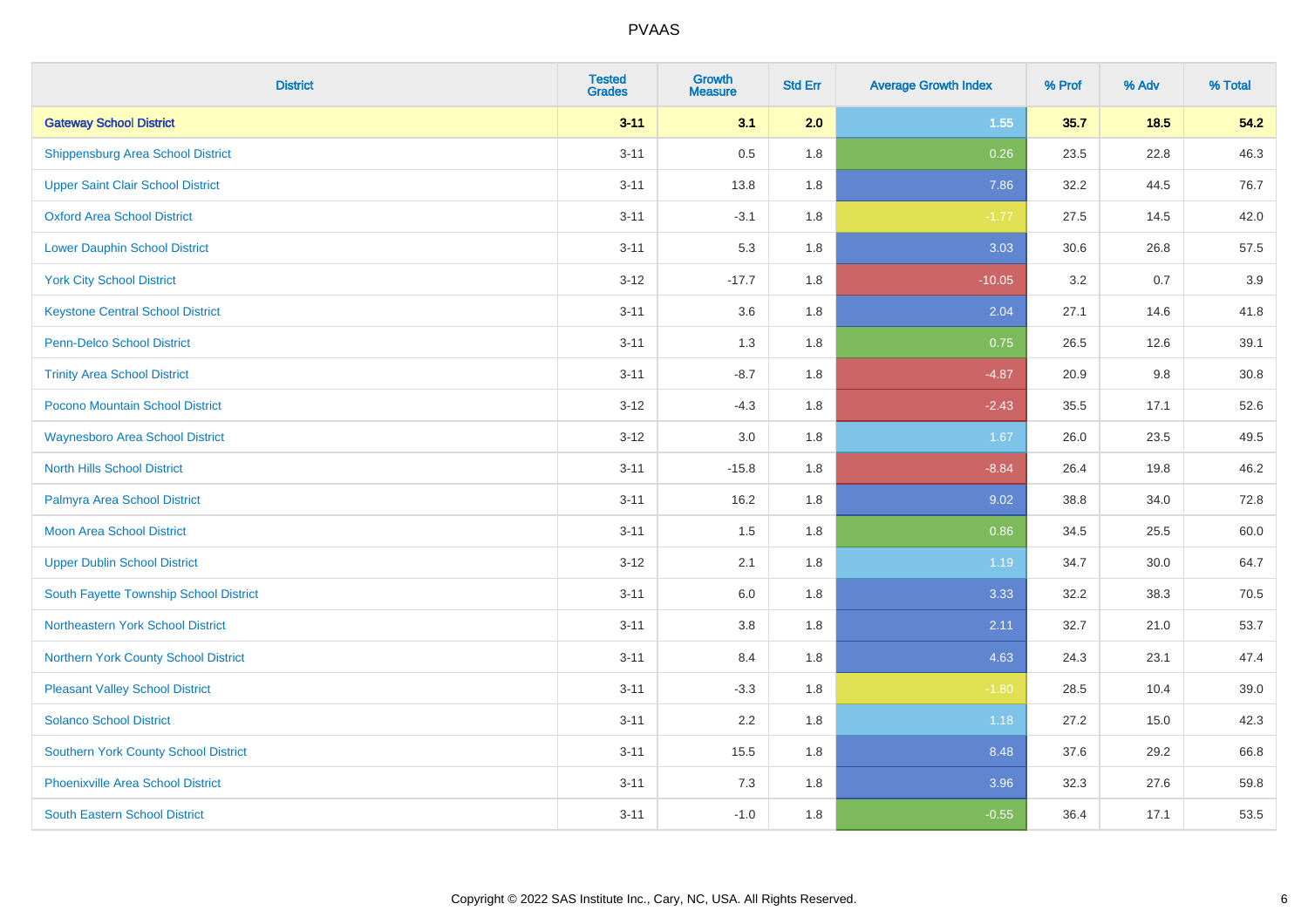# PVAAS

| District | Tested Grades | Growth Measure | Std Err | Average Growth Index | % Prof | % Adv | % Total |
|---|---|---|---|---|---|---|---|
| **Gateway School District** | **3-11** | **3.1** | **2.0** | **1.55** | **35.7** | **18.5** | **54.2** |
| Shippensburg Area School District | 3-11 | 0.5 | 1.8 | 0.26 | 23.5 | 22.8 | 46.3 |
| Upper Saint Clair School District | 3-11 | 13.8 | 1.8 | 7.86 | 32.2 | 44.5 | 76.7 |
| Oxford Area School District | 3-11 | -3.1 | 1.8 | -1.77 | 27.5 | 14.5 | 42.0 |
| Lower Dauphin School District | 3-11 | 5.3 | 1.8 | 3.03 | 30.6 | 26.8 | 57.5 |
| York City School District | 3-12 | -17.7 | 1.8 | -10.05 | 3.2 | 0.7 | 3.9 |
| Keystone Central School District | 3-11 | 3.6 | 1.8 | 2.04 | 27.1 | 14.6 | 41.8 |
| Penn-Delco School District | 3-11 | 1.3 | 1.8 | 0.75 | 26.5 | 12.6 | 39.1 |
| Trinity Area School District | 3-11 | -8.7 | 1.8 | -4.87 | 20.9 | 9.8 | 30.8 |
| Pocono Mountain School District | 3-12 | -4.3 | 1.8 | -2.43 | 35.5 | 17.1 | 52.6 |
| Waynesboro Area School District | 3-12 | 3.0 | 1.8 | 1.67 | 26.0 | 23.5 | 49.5 |
| North Hills School District | 3-11 | -15.8 | 1.8 | -8.84 | 26.4 | 19.8 | 46.2 |
| Palmyra Area School District | 3-11 | 16.2 | 1.8 | 9.02 | 38.8 | 34.0 | 72.8 |
| Moon Area School District | 3-11 | 1.5 | 1.8 | 0.86 | 34.5 | 25.5 | 60.0 |
| Upper Dublin School District | 3-12 | 2.1 | 1.8 | 1.19 | 34.7 | 30.0 | 64.7 |
| South Fayette Township School District | 3-11 | 6.0 | 1.8 | 3.33 | 32.2 | 38.3 | 70.5 |
| Northeastern York School District | 3-11 | 3.8 | 1.8 | 2.11 | 32.7 | 21.0 | 53.7 |
| Northern York County School District | 3-11 | 8.4 | 1.8 | 4.63 | 24.3 | 23.1 | 47.4 |
| Pleasant Valley School District | 3-11 | -3.3 | 1.8 | -1.80 | 28.5 | 10.4 | 39.0 |
| Solanco School District | 3-11 | 2.2 | 1.8 | 1.18 | 27.2 | 15.0 | 42.3 |
| Southern York County School District | 3-11 | 15.5 | 1.8 | 8.48 | 37.6 | 29.2 | 66.8 |
| Phoenixville Area School District | 3-11 | 7.3 | 1.8 | 3.96 | 32.3 | 27.6 | 59.8 |
| South Eastern School District | 3-11 | -1.0 | 1.8 | -0.55 | 36.4 | 17.1 | 53.5 |

Copyright © 2022 SAS Institute Inc., Cary, NC, USA. All Rights Reserved.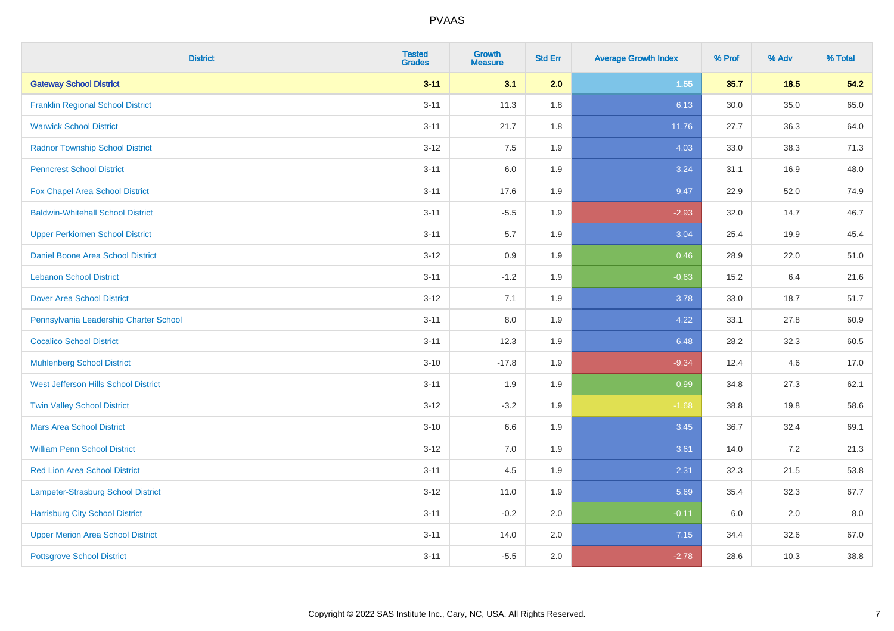# PVAAS

| District | Tested Grades | Growth Measure | Std Err | Average Growth Index | % Prof | % Adv | % Total |
|---|---|---|---|---|---|---|---|
| **Gateway School District** | **3-11** | **3.1** | **2.0** | **1.55** | **35.7** | **18.5** | **54.2** |
| Franklin Regional School District | 3-11 | 11.3 | 1.8 | 6.13 | 30.0 | 35.0 | 65.0 |
| Warwick School District | 3-11 | 21.7 | 1.8 | 11.76 | 27.7 | 36.3 | 64.0 |
| Radnor Township School District | 3-12 | 7.5 | 1.9 | 4.03 | 33.0 | 38.3 | 71.3 |
| Penncrest School District | 3-11 | 6.0 | 1.9 | 3.24 | 31.1 | 16.9 | 48.0 |
| Fox Chapel Area School District | 3-11 | 17.6 | 1.9 | 9.47 | 22.9 | 52.0 | 74.9 |
| Baldwin-Whitehall School District | 3-11 | -5.5 | 1.9 | -2.93 | 32.0 | 14.7 | 46.7 |
| Upper Perkiomen School District | 3-11 | 5.7 | 1.9 | 3.04 | 25.4 | 19.9 | 45.4 |
| Daniel Boone Area School District | 3-12 | 0.9 | 1.9 | 0.46 | 28.9 | 22.0 | 51.0 |
| Lebanon School District | 3-11 | -1.2 | 1.9 | -0.63 | 15.2 | 6.4 | 21.6 |
| Dover Area School District | 3-12 | 7.1 | 1.9 | 3.78 | 33.0 | 18.7 | 51.7 |
| Pennsylvania Leadership Charter School | 3-11 | 8.0 | 1.9 | 4.22 | 33.1 | 27.8 | 60.9 |
| Cocalico School District | 3-11 | 12.3 | 1.9 | 6.48 | 28.2 | 32.3 | 60.5 |
| Muhlenberg School District | 3-10 | -17.8 | 1.9 | -9.34 | 12.4 | 4.6 | 17.0 |
| West Jefferson Hills School District | 3-11 | 1.9 | 1.9 | 0.99 | 34.8 | 27.3 | 62.1 |
| Twin Valley School District | 3-12 | -3.2 | 1.9 | -1.68 | 38.8 | 19.8 | 58.6 |
| Mars Area School District | 3-10 | 6.6 | 1.9 | 3.45 | 36.7 | 32.4 | 69.1 |
| William Penn School District | 3-12 | 7.0 | 1.9 | 3.61 | 14.0 | 7.2 | 21.3 |
| Red Lion Area School District | 3-11 | 4.5 | 1.9 | 2.31 | 32.3 | 21.5 | 53.8 |
| Lampeter-Strasburg School District | 3-12 | 11.0 | 1.9 | 5.69 | 35.4 | 32.3 | 67.7 |
| Harrisburg City School District | 3-11 | -0.2 | 2.0 | -0.11 | 6.0 | 2.0 | 8.0 |
| Upper Merion Area School District | 3-11 | 14.0 | 2.0 | 7.15 | 34.4 | 32.6 | 67.0 |
| Pottsgrove School District | 3-11 | -5.5 | 2.0 | -2.78 | 28.6 | 10.3 | 38.8 |

Copyright © 2022 SAS Institute Inc., Cary, NC, USA. All Rights Reserved.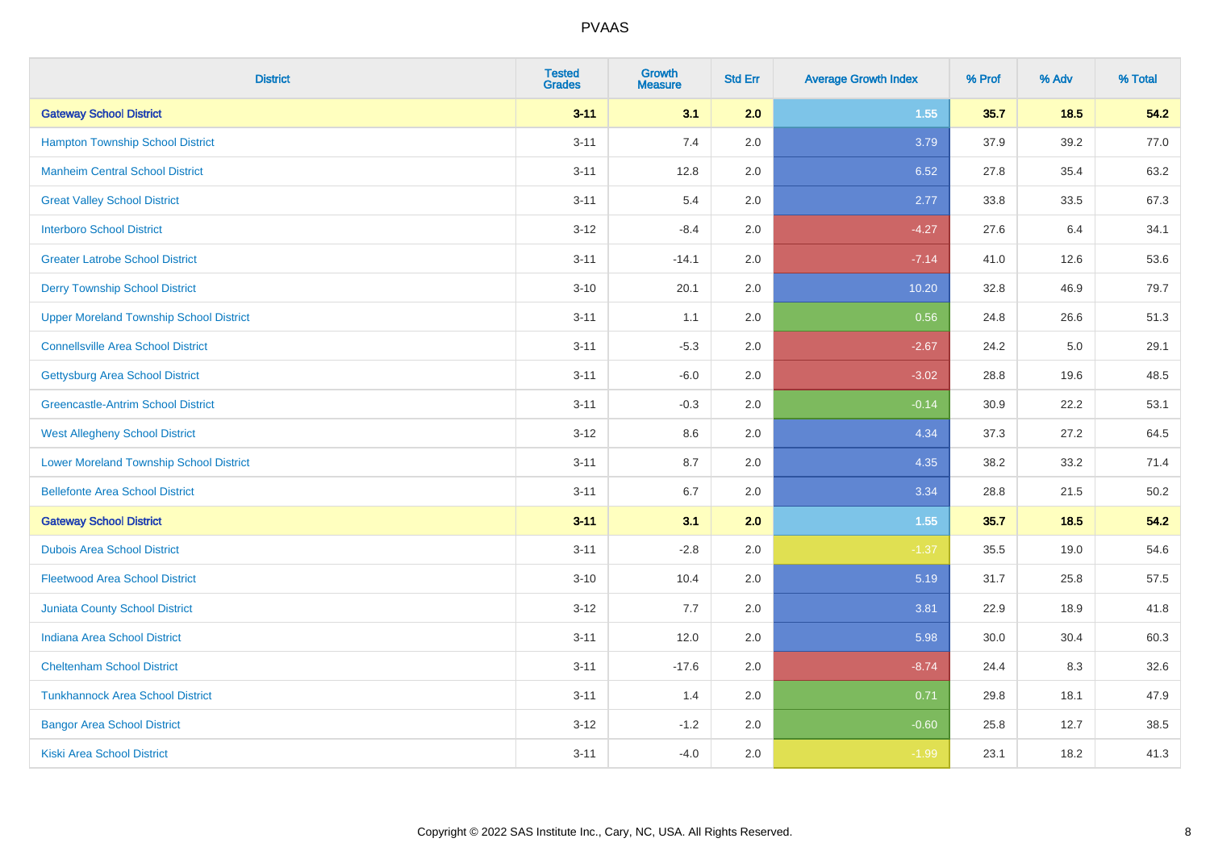| District | Tested Grades | Growth Measure | Std Err | Average Growth Index | % Prof | % Adv | % Total |
|---|---|---|---|---|---|---|---|
| **Gateway School District** | **3-11** | **3.1** | **2.0** | **1.55** | **35.7** | **18.5** | **54.2** |
| Hampton Township School District | 3-11 | 7.4 | 2.0 | 3.79 | 37.9 | 39.2 | 77.0 |
| Manheim Central School District | 3-11 | 12.8 | 2.0 | 6.52 | 27.8 | 35.4 | 63.2 |
| Great Valley School District | 3-11 | 5.4 | 2.0 | 2.77 | 33.8 | 33.5 | 67.3 |
| Interboro School District | 3-12 | -8.4 | 2.0 | -4.27 | 27.6 | 6.4 | 34.1 |
| Greater Latrobe School District | 3-11 | -14.1 | 2.0 | -7.14 | 41.0 | 12.6 | 53.6 |
| Derry Township School District | 3-10 | 20.1 | 2.0 | 10.20 | 32.8 | 46.9 | 79.7 |
| Upper Moreland Township School District | 3-11 | 1.1 | 2.0 | 0.56 | 24.8 | 26.6 | 51.3 |
| Connellsville Area School District | 3-11 | -5.3 | 2.0 | -2.67 | 24.2 | 5.0 | 29.1 |
| Gettysburg Area School District | 3-11 | -6.0 | 2.0 | -3.02 | 28.8 | 19.6 | 48.5 |
| Greencastle-Antrim School District | 3-11 | -0.3 | 2.0 | -0.14 | 30.9 | 22.2 | 53.1 |
| West Allegheny School District | 3-12 | 8.6 | 2.0 | 4.34 | 37.3 | 27.2 | 64.5 |
| Lower Moreland Township School District | 3-11 | 8.7 | 2.0 | 4.35 | 38.2 | 33.2 | 71.4 |
| Bellefonte Area School District | 3-11 | 6.7 | 2.0 | 3.34 | 28.8 | 21.5 | 50.2 |
| **Gateway School District** | **3-11** | **3.1** | **2.0** | **1.55** | **35.7** | **18.5** | **54.2** |
| Dubois Area School District | 3-11 | -2.8 | 2.0 | -1.37 | 35.5 | 19.0 | 54.6 |
| Fleetwood Area School District | 3-10 | 10.4 | 2.0 | 5.19 | 31.7 | 25.8 | 57.5 |
| Juniata County School District | 3-12 | 7.7 | 2.0 | 3.81 | 22.9 | 18.9 | 41.8 |
| Indiana Area School District | 3-11 | 12.0 | 2.0 | 5.98 | 30.0 | 30.4 | 60.3 |
| Cheltenham School District | 3-11 | -17.6 | 2.0 | -8.74 | 24.4 | 8.3 | 32.6 |
| Tunkhannock Area School District | 3-11 | 1.4 | 2.0 | 0.71 | 29.8 | 18.1 | 47.9 |
| Bangor Area School District | 3-12 | -1.2 | 2.0 | -0.60 | 25.8 | 12.7 | 38.5 |
| Kiski Area School District | 3-11 | -4.0 | 2.0 | -1.99 | 23.1 | 18.2 | 41.3 |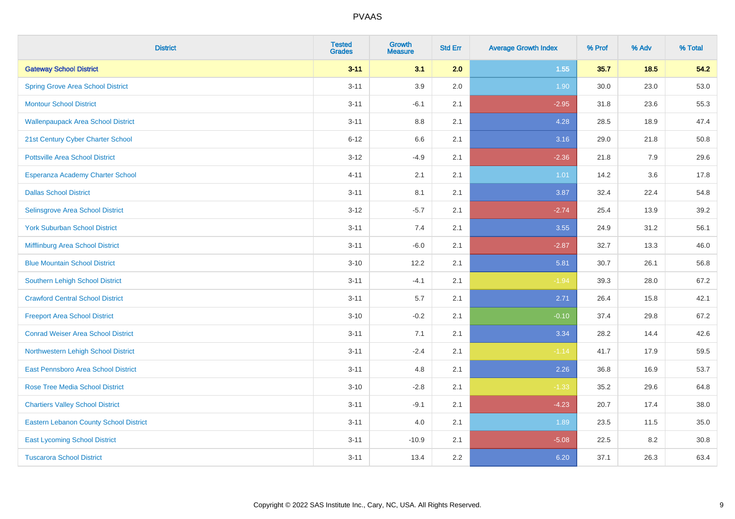# PVAAS

| District | Tested Grades | Growth Measure | Std Err | Average Growth Index | % Prof | % Adv | % Total |
|---|---|---|---|---|---|---|---|
| **Gateway School District** | **3-11** | **3.1** | **2.0** | **1.55** | **35.7** | **18.5** | **54.2** |
| Spring Grove Area School District | 3-11 | 3.9 | 2.0 | 1.90 | 30.0 | 23.0 | 53.0 |
| Montour School District | 3-11 | -6.1 | 2.1 | -2.95 | 31.8 | 23.6 | 55.3 |
| Wallenpaupack Area School District | 3-11 | 8.8 | 2.1 | 4.28 | 28.5 | 18.9 | 47.4 |
| 21st Century Cyber Charter School | 6-12 | 6.6 | 2.1 | 3.16 | 29.0 | 21.8 | 50.8 |
| Pottsville Area School District | 3-12 | -4.9 | 2.1 | -2.36 | 21.8 | 7.9 | 29.6 |
| Esperanza Academy Charter School | 4-11 | 2.1 | 2.1 | 1.01 | 14.2 | 3.6 | 17.8 |
| Dallas School District | 3-11 | 8.1 | 2.1 | 3.87 | 32.4 | 22.4 | 54.8 |
| Selinsgrove Area School District | 3-12 | -5.7 | 2.1 | -2.74 | 25.4 | 13.9 | 39.2 |
| York Suburban School District | 3-11 | 7.4 | 2.1 | 3.55 | 24.9 | 31.2 | 56.1 |
| Mifflinburg Area School District | 3-11 | -6.0 | 2.1 | -2.87 | 32.7 | 13.3 | 46.0 |
| Blue Mountain School District | 3-10 | 12.2 | 2.1 | 5.81 | 30.7 | 26.1 | 56.8 |
| Southern Lehigh School District | 3-11 | -4.1 | 2.1 | -1.94 | 39.3 | 28.0 | 67.2 |
| Crawford Central School District | 3-11 | 5.7 | 2.1 | 2.71 | 26.4 | 15.8 | 42.1 |
| Freeport Area School District | 3-10 | -0.2 | 2.1 | -0.10 | 37.4 | 29.8 | 67.2 |
| Conrad Weiser Area School District | 3-11 | 7.1 | 2.1 | 3.34 | 28.2 | 14.4 | 42.6 |
| Northwestern Lehigh School District | 3-11 | -2.4 | 2.1 | -1.14 | 41.7 | 17.9 | 59.5 |
| East Pennsboro Area School District | 3-11 | 4.8 | 2.1 | 2.26 | 36.8 | 16.9 | 53.7 |
| Rose Tree Media School District | 3-10 | -2.8 | 2.1 | -1.33 | 35.2 | 29.6 | 64.8 |
| Chartiers Valley School District | 3-11 | -9.1 | 2.1 | -4.23 | 20.7 | 17.4 | 38.0 |
| Eastern Lebanon County School District | 3-11 | 4.0 | 2.1 | 1.89 | 23.5 | 11.5 | 35.0 |
| East Lycoming School District | 3-11 | -10.9 | 2.1 | -5.08 | 22.5 | 8.2 | 30.8 |
| Tuscarora School District | 3-11 | 13.4 | 2.2 | 6.20 | 37.1 | 26.3 | 63.4 |

Copyright © 2022 SAS Institute Inc., Cary, NC, USA. All Rights Reserved.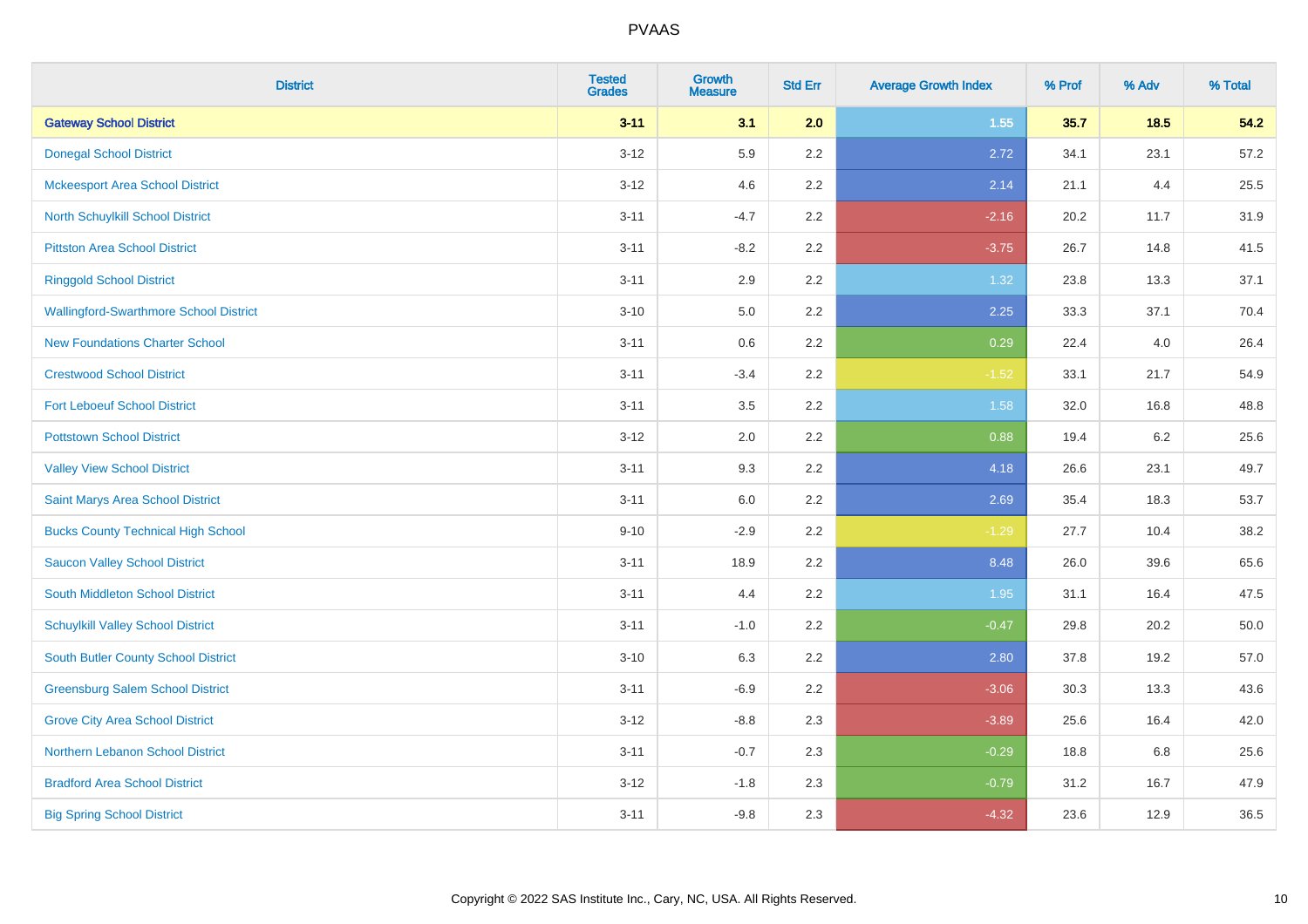# PVAAS

| District | Tested Grades | Growth Measure | Std Err | Average Growth Index | % Prof | % Adv | % Total |
|---|---|---|---|---|---|---|---|
| **Gateway School District** | **3-11** | **3.1** | **2.0** | **1.55** | **35.7** | **18.5** | **54.2** |
| Donegal School District | 3-12 | 5.9 | 2.2 | 2.72 | 34.1 | 23.1 | 57.2 |
| Mckeesport Area School District | 3-12 | 4.6 | 2.2 | 2.14 | 21.1 | 4.4 | 25.5 |
| North Schuylkill School District | 3-11 | -4.7 | 2.2 | -2.16 | 20.2 | 11.7 | 31.9 |
| Pittston Area School District | 3-11 | -8.2 | 2.2 | -3.75 | 26.7 | 14.8 | 41.5 |
| Ringgold School District | 3-11 | 2.9 | 2.2 | 1.32 | 23.8 | 13.3 | 37.1 |
| Wallingford-Swarthmore School District | 3-10 | 5.0 | 2.2 | 2.25 | 33.3 | 37.1 | 70.4 |
| New Foundations Charter School | 3-11 | 0.6 | 2.2 | 0.29 | 22.4 | 4.0 | 26.4 |
| Crestwood School District | 3-11 | -3.4 | 2.2 | -1.52 | 33.1 | 21.7 | 54.9 |
| Fort Leboeuf School District | 3-11 | 3.5 | 2.2 | 1.58 | 32.0 | 16.8 | 48.8 |
| Pottstown School District | 3-12 | 2.0 | 2.2 | 0.88 | 19.4 | 6.2 | 25.6 |
| Valley View School District | 3-11 | 9.3 | 2.2 | 4.18 | 26.6 | 23.1 | 49.7 |
| Saint Marys Area School District | 3-11 | 6.0 | 2.2 | 2.69 | 35.4 | 18.3 | 53.7 |
| Bucks County Technical High School | 9-10 | -2.9 | 2.2 | -1.29 | 27.7 | 10.4 | 38.2 |
| Saucon Valley School District | 3-11 | 18.9 | 2.2 | 8.48 | 26.0 | 39.6 | 65.6 |
| South Middleton School District | 3-11 | 4.4 | 2.2 | 1.95 | 31.1 | 16.4 | 47.5 |
| Schuylkill Valley School District | 3-11 | -1.0 | 2.2 | -0.47 | 29.8 | 20.2 | 50.0 |
| South Butler County School District | 3-10 | 6.3 | 2.2 | 2.80 | 37.8 | 19.2 | 57.0 |
| Greensburg Salem School District | 3-11 | -6.9 | 2.2 | -3.06 | 30.3 | 13.3 | 43.6 |
| Grove City Area School District | 3-12 | -8.8 | 2.3 | -3.89 | 25.6 | 16.4 | 42.0 |
| Northern Lebanon School District | 3-11 | -0.7 | 2.3 | -0.29 | 18.8 | 6.8 | 25.6 |
| Bradford Area School District | 3-12 | -1.8 | 2.3 | -0.79 | 31.2 | 16.7 | 47.9 |
| Big Spring School District | 3-11 | -9.8 | 2.3 | -4.32 | 23.6 | 12.9 | 36.5 |

Copyright © 2022 SAS Institute Inc., Cary, NC, USA. All Rights Reserved.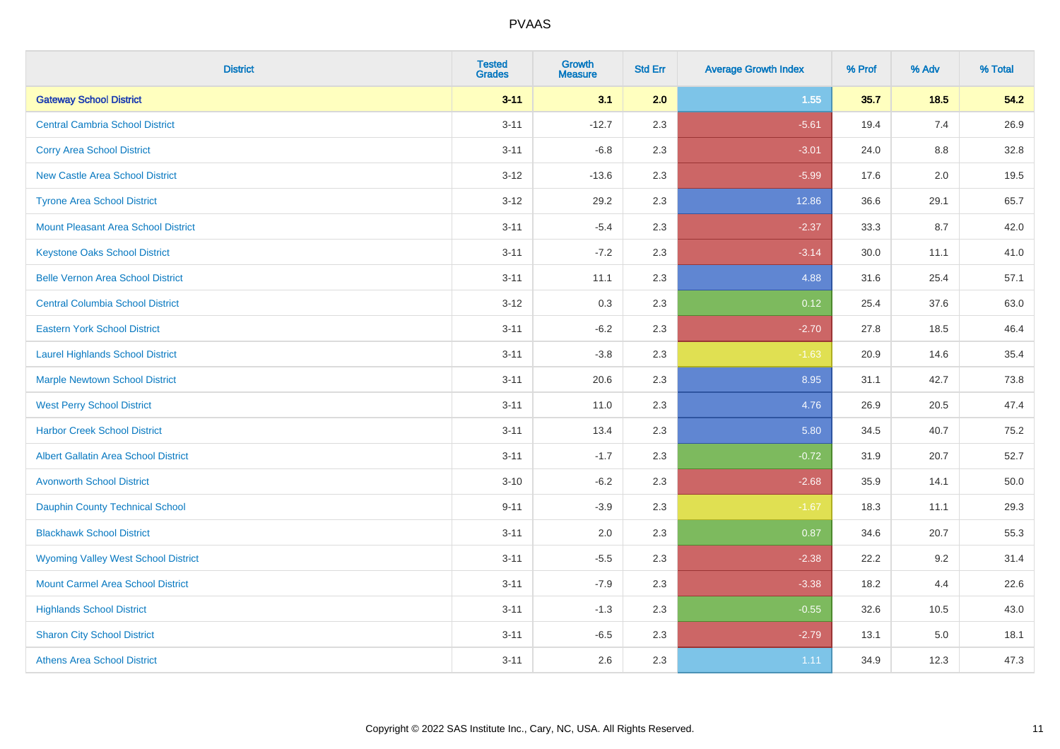| District | Tested Grades | Growth Measure | Std Err | Average Growth Index | % Prof | % Adv | % Total |
|---|---|---|---|---|---|---|---|
| **Gateway School District** | **3-11** | **3.1** | **2.0** | **1.55** | **35.7** | **18.5** | **54.2** |
| Central Cambria School District | 3-11 | -12.7 | 2.3 | -5.61 | 19.4 | 7.4 | 26.9 |
| Corry Area School District | 3-11 | -6.8 | 2.3 | -3.01 | 24.0 | 8.8 | 32.8 |
| New Castle Area School District | 3-12 | -13.6 | 2.3 | -5.99 | 17.6 | 2.0 | 19.5 |
| Tyrone Area School District | 3-12 | 29.2 | 2.3 | 12.86 | 36.6 | 29.1 | 65.7 |
| Mount Pleasant Area School District | 3-11 | -5.4 | 2.3 | -2.37 | 33.3 | 8.7 | 42.0 |
| Keystone Oaks School District | 3-11 | -7.2 | 2.3 | -3.14 | 30.0 | 11.1 | 41.0 |
| Belle Vernon Area School District | 3-11 | 11.1 | 2.3 | 4.88 | 31.6 | 25.4 | 57.1 |
| Central Columbia School District | 3-12 | 0.3 | 2.3 | 0.12 | 25.4 | 37.6 | 63.0 |
| Eastern York School District | 3-11 | -6.2 | 2.3 | -2.70 | 27.8 | 18.5 | 46.4 |
| Laurel Highlands School District | 3-11 | -3.8 | 2.3 | -1.63 | 20.9 | 14.6 | 35.4 |
| Marple Newtown School District | 3-11 | 20.6 | 2.3 | 8.95 | 31.1 | 42.7 | 73.8 |
| West Perry School District | 3-11 | 11.0 | 2.3 | 4.76 | 26.9 | 20.5 | 47.4 |
| Harbor Creek School District | 3-11 | 13.4 | 2.3 | 5.80 | 34.5 | 40.7 | 75.2 |
| Albert Gallatin Area School District | 3-11 | -1.7 | 2.3 | -0.72 | 31.9 | 20.7 | 52.7 |
| Avonworth School District | 3-10 | -6.2 | 2.3 | -2.68 | 35.9 | 14.1 | 50.0 |
| Dauphin County Technical School | 9-11 | -3.9 | 2.3 | -1.67 | 18.3 | 11.1 | 29.3 |
| Blackhawk School District | 3-11 | 2.0 | 2.3 | 0.87 | 34.6 | 20.7 | 55.3 |
| Wyoming Valley West School District | 3-11 | -5.5 | 2.3 | -2.38 | 22.2 | 9.2 | 31.4 |
| Mount Carmel Area School District | 3-11 | -7.9 | 2.3 | -3.38 | 18.2 | 4.4 | 22.6 |
| Highlands School District | 3-11 | -1.3 | 2.3 | -0.55 | 32.6 | 10.5 | 43.0 |
| Sharon City School District | 3-11 | -6.5 | 2.3 | -2.79 | 13.1 | 5.0 | 18.1 |
| Athens Area School District | 3-11 | 2.6 | 2.3 | 1.11 | 34.9 | 12.3 | 47.3 |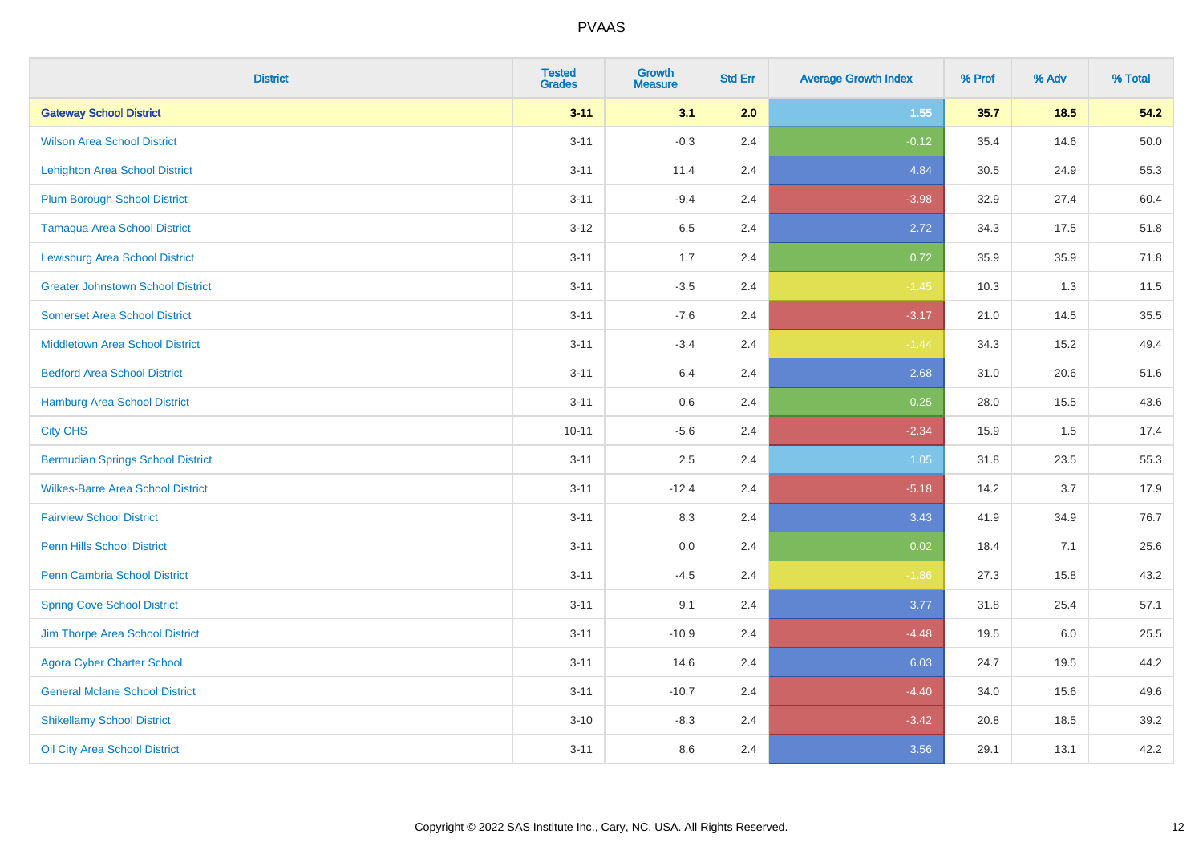| District | Tested Grades | Growth Measure | Std Err | Average Growth Index | % Prof | % Adv | % Total |
|---|---|---|---|---|---|---|---|
| **Gateway School District** | **3-11** | **3.1** | **2.0** | **1.55** | **35.7** | **18.5** | **54.2** |
| Wilson Area School District | 3-11 | -0.3 | 2.4 | -0.12 | 35.4 | 14.6 | 50.0 |
| Lehighton Area School District | 3-11 | 11.4 | 2.4 | 4.84 | 30.5 | 24.9 | 55.3 |
| Plum Borough School District | 3-11 | -9.4 | 2.4 | -3.98 | 32.9 | 27.4 | 60.4 |
| Tamaqua Area School District | 3-12 | 6.5 | 2.4 | 2.72 | 34.3 | 17.5 | 51.8 |
| Lewisburg Area School District | 3-11 | 1.7 | 2.4 | 0.72 | 35.9 | 35.9 | 71.8 |
| Greater Johnstown School District | 3-11 | -3.5 | 2.4 | -1.45 | 10.3 | 1.3 | 11.5 |
| Somerset Area School District | 3-11 | -7.6 | 2.4 | -3.17 | 21.0 | 14.5 | 35.5 |
| Middletown Area School District | 3-11 | -3.4 | 2.4 | -1.44 | 34.3 | 15.2 | 49.4 |
| Bedford Area School District | 3-11 | 6.4 | 2.4 | 2.68 | 31.0 | 20.6 | 51.6 |
| Hamburg Area School District | 3-11 | 0.6 | 2.4 | 0.25 | 28.0 | 15.5 | 43.6 |
| City CHS | 10-11 | -5.6 | 2.4 | -2.34 | 15.9 | 1.5 | 17.4 |
| Bermudian Springs School District | 3-11 | 2.5 | 2.4 | 1.05 | 31.8 | 23.5 | 55.3 |
| Wilkes-Barre Area School District | 3-11 | -12.4 | 2.4 | -5.18 | 14.2 | 3.7 | 17.9 |
| Fairview School District | 3-11 | 8.3 | 2.4 | 3.43 | 41.9 | 34.9 | 76.7 |
| Penn Hills School District | 3-11 | 0.0 | 2.4 | 0.02 | 18.4 | 7.1 | 25.6 |
| Penn Cambria School District | 3-11 | -4.5 | 2.4 | -1.86 | 27.3 | 15.8 | 43.2 |
| Spring Cove School District | 3-11 | 9.1 | 2.4 | 3.77 | 31.8 | 25.4 | 57.1 |
| Jim Thorpe Area School District | 3-11 | -10.9 | 2.4 | -4.48 | 19.5 | 6.0 | 25.5 |
| Agora Cyber Charter School | 3-11 | 14.6 | 2.4 | 6.03 | 24.7 | 19.5 | 44.2 |
| General Mclane School District | 3-11 | -10.7 | 2.4 | -4.40 | 34.0 | 15.6 | 49.6 |
| Shikellamy School District | 3-10 | -8.3 | 2.4 | -3.42 | 20.8 | 18.5 | 39.2 |
| Oil City Area School District | 3-11 | 8.6 | 2.4 | 3.56 | 29.1 | 13.1 | 42.2 |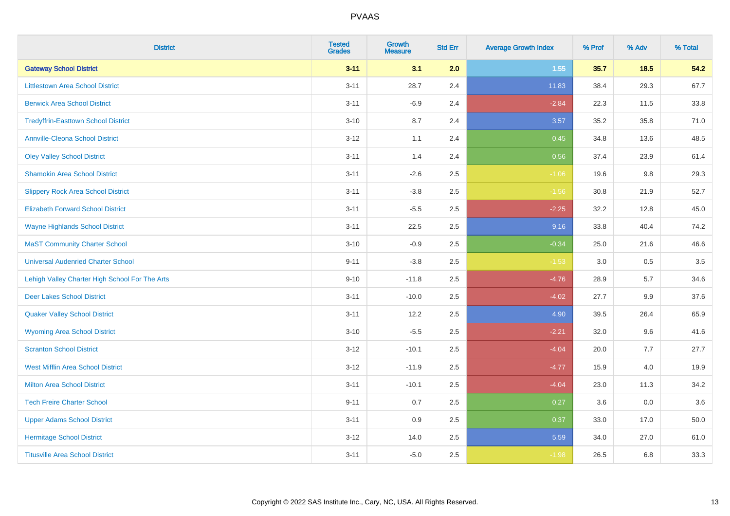| District | Tested Grades | Growth Measure | Std Err | Average Growth Index | % Prof | % Adv | % Total |
|---|---|---|---|---|---|---|---|
| **Gateway School District** | **3-11** | **3.1** | **2.0** | **1.55** | **35.7** | **18.5** | **54.2** |
| Littlestown Area School District | 3-11 | 28.7 | 2.4 | 11.83 | 38.4 | 29.3 | 67.7 |
| Berwick Area School District | 3-11 | -6.9 | 2.4 | -2.84 | 22.3 | 11.5 | 33.8 |
| Tredyffrin-Easttown School District | 3-10 | 8.7 | 2.4 | 3.57 | 35.2 | 35.8 | 71.0 |
| Annville-Cleona School District | 3-12 | 1.1 | 2.4 | 0.45 | 34.8 | 13.6 | 48.5 |
| Oley Valley School District | 3-11 | 1.4 | 2.4 | 0.56 | 37.4 | 23.9 | 61.4 |
| Shamokin Area School District | 3-11 | -2.6 | 2.5 | -1.06 | 19.6 | 9.8 | 29.3 |
| Slippery Rock Area School District | 3-11 | -3.8 | 2.5 | -1.56 | 30.8 | 21.9 | 52.7 |
| Elizabeth Forward School District | 3-11 | -5.5 | 2.5 | -2.25 | 32.2 | 12.8 | 45.0 |
| Wayne Highlands School District | 3-11 | 22.5 | 2.5 | 9.16 | 33.8 | 40.4 | 74.2 |
| MaST Community Charter School | 3-10 | -0.9 | 2.5 | -0.34 | 25.0 | 21.6 | 46.6 |
| Universal Audenried Charter School | 9-11 | -3.8 | 2.5 | -1.53 | 3.0 | 0.5 | 3.5 |
| Lehigh Valley Charter High School For The Arts | 9-10 | -11.8 | 2.5 | -4.76 | 28.9 | 5.7 | 34.6 |
| Deer Lakes School District | 3-11 | -10.0 | 2.5 | -4.02 | 27.7 | 9.9 | 37.6 |
| Quaker Valley School District | 3-11 | 12.2 | 2.5 | 4.90 | 39.5 | 26.4 | 65.9 |
| Wyoming Area School District | 3-10 | -5.5 | 2.5 | -2.21 | 32.0 | 9.6 | 41.6 |
| Scranton School District | 3-12 | -10.1 | 2.5 | -4.04 | 20.0 | 7.7 | 27.7 |
| West Mifflin Area School District | 3-12 | -11.9 | 2.5 | -4.77 | 15.9 | 4.0 | 19.9 |
| Milton Area School District | 3-11 | -10.1 | 2.5 | -4.04 | 23.0 | 11.3 | 34.2 |
| Tech Freire Charter School | 9-11 | 0.7 | 2.5 | 0.27 | 3.6 | 0.0 | 3.6 |
| Upper Adams School District | 3-11 | 0.9 | 2.5 | 0.37 | 33.0 | 17.0 | 50.0 |
| Hermitage School District | 3-12 | 14.0 | 2.5 | 5.59 | 34.0 | 27.0 | 61.0 |
| Titusville Area School District | 3-11 | -5.0 | 2.5 | -1.98 | 26.5 | 6.8 | 33.3 |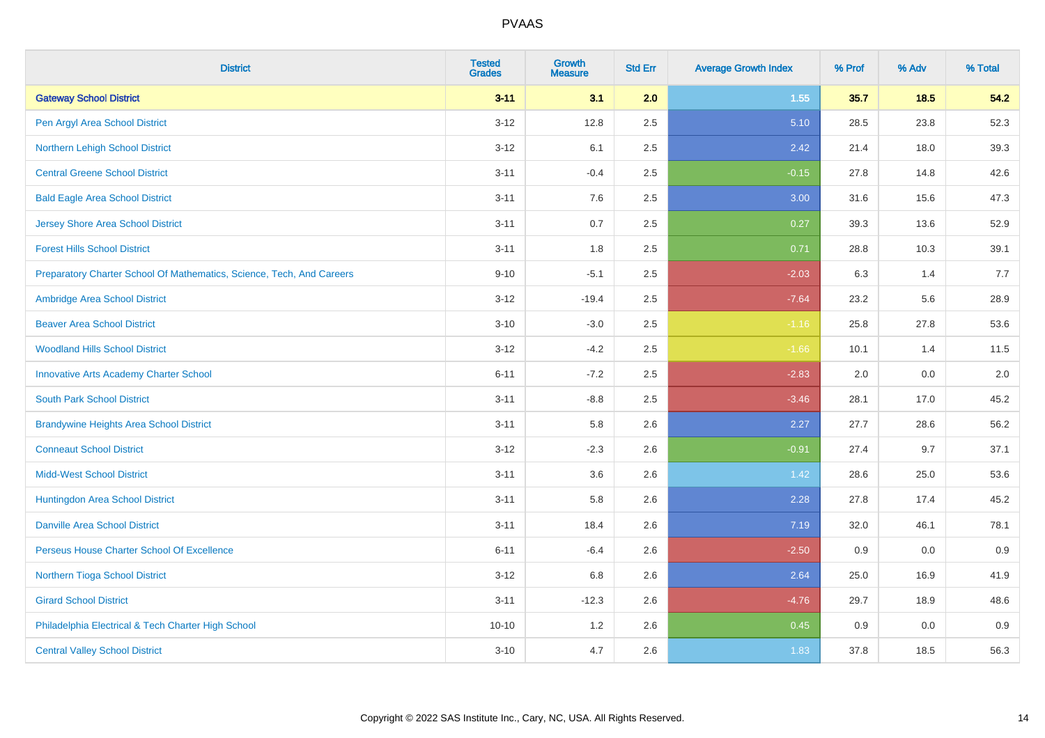| District | Tested Grades | Growth Measure | Std Err | Average Growth Index | % Prof | % Adv | % Total |
|---|---|---|---|---|---|---|---|
| **Gateway School District** | **3-11** | **3.1** | **2.0** | **1.55** | **35.7** | **18.5** | **54.2** |
| Pen Argyl Area School District | 3-12 | 12.8 | 2.5 | 5.10 | 28.5 | 23.8 | 52.3 |
| Northern Lehigh School District | 3-12 | 6.1 | 2.5 | 2.42 | 21.4 | 18.0 | 39.3 |
| Central Greene School District | 3-11 | -0.4 | 2.5 | -0.15 | 27.8 | 14.8 | 42.6 |
| Bald Eagle Area School District | 3-11 | 7.6 | 2.5 | 3.00 | 31.6 | 15.6 | 47.3 |
| Jersey Shore Area School District | 3-11 | 0.7 | 2.5 | 0.27 | 39.3 | 13.6 | 52.9 |
| Forest Hills School District | 3-11 | 1.8 | 2.5 | 0.71 | 28.8 | 10.3 | 39.1 |
| Preparatory Charter School Of Mathematics, Science, Tech, And Careers | 9-10 | -5.1 | 2.5 | -2.03 | 6.3 | 1.4 | 7.7 |
| Ambridge Area School District | 3-12 | -19.4 | 2.5 | -7.64 | 23.2 | 5.6 | 28.9 |
| Beaver Area School District | 3-10 | -3.0 | 2.5 | -1.16 | 25.8 | 27.8 | 53.6 |
| Woodland Hills School District | 3-12 | -4.2 | 2.5 | -1.66 | 10.1 | 1.4 | 11.5 |
| Innovative Arts Academy Charter School | 6-11 | -7.2 | 2.5 | -2.83 | 2.0 | 0.0 | 2.0 |
| South Park School District | 3-11 | -8.8 | 2.5 | -3.46 | 28.1 | 17.0 | 45.2 |
| Brandywine Heights Area School District | 3-11 | 5.8 | 2.6 | 2.27 | 27.7 | 28.6 | 56.2 |
| Conneaut School District | 3-12 | -2.3 | 2.6 | -0.91 | 27.4 | 9.7 | 37.1 |
| Midd-West School District | 3-11 | 3.6 | 2.6 | 1.42 | 28.6 | 25.0 | 53.6 |
| Huntingdon Area School District | 3-11 | 5.8 | 2.6 | 2.28 | 27.8 | 17.4 | 45.2 |
| Danville Area School District | 3-11 | 18.4 | 2.6 | 7.19 | 32.0 | 46.1 | 78.1 |
| Perseus House Charter School Of Excellence | 6-11 | -6.4 | 2.6 | -2.50 | 0.9 | 0.0 | 0.9 |
| Northern Tioga School District | 3-12 | 6.8 | 2.6 | 2.64 | 25.0 | 16.9 | 41.9 |
| Girard School District | 3-11 | -12.3 | 2.6 | -4.76 | 29.7 | 18.9 | 48.6 |
| Philadelphia Electrical & Tech Charter High School | 10-10 | 1.2 | 2.6 | 0.45 | 0.9 | 0.0 | 0.9 |
| Central Valley School District | 3-10 | 4.7 | 2.6 | 1.83 | 37.8 | 18.5 | 56.3 |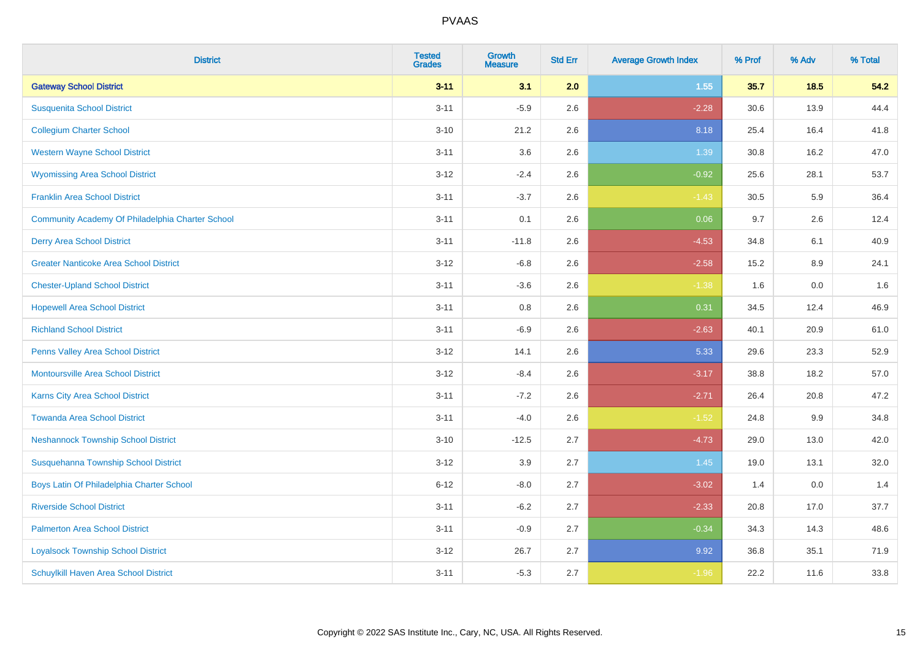# PVAAS

| District | Tested Grades | Growth Measure | Std Err | Average Growth Index | % Prof | % Adv | % Total |
|---|---|---|---|---|---|---|---|
| **Gateway School District** | **3-11** | **3.1** | **2.0** | **1.55** | **35.7** | **18.5** | **54.2** |
| Susquenita School District | 3-11 | -5.9 | 2.6 | -2.28 | 30.6 | 13.9 | 44.4 |
| Collegium Charter School | 3-10 | 21.2 | 2.6 | 8.18 | 25.4 | 16.4 | 41.8 |
| Western Wayne School District | 3-11 | 3.6 | 2.6 | 1.39 | 30.8 | 16.2 | 47.0 |
| Wyomissing Area School District | 3-12 | -2.4 | 2.6 | -0.92 | 25.6 | 28.1 | 53.7 |
| Franklin Area School District | 3-11 | -3.7 | 2.6 | -1.43 | 30.5 | 5.9 | 36.4 |
| Community Academy Of Philadelphia Charter School | 3-11 | 0.1 | 2.6 | 0.06 | 9.7 | 2.6 | 12.4 |
| Derry Area School District | 3-11 | -11.8 | 2.6 | -4.53 | 34.8 | 6.1 | 40.9 |
| Greater Nanticoke Area School District | 3-12 | -6.8 | 2.6 | -2.58 | 15.2 | 8.9 | 24.1 |
| Chester-Upland School District | 3-11 | -3.6 | 2.6 | -1.38 | 1.6 | 0.0 | 1.6 |
| Hopewell Area School District | 3-11 | 0.8 | 2.6 | 0.31 | 34.5 | 12.4 | 46.9 |
| Richland School District | 3-11 | -6.9 | 2.6 | -2.63 | 40.1 | 20.9 | 61.0 |
| Penns Valley Area School District | 3-12 | 14.1 | 2.6 | 5.33 | 29.6 | 23.3 | 52.9 |
| Montoursville Area School District | 3-12 | -8.4 | 2.6 | -3.17 | 38.8 | 18.2 | 57.0 |
| Karns City Area School District | 3-11 | -7.2 | 2.6 | -2.71 | 26.4 | 20.8 | 47.2 |
| Towanda Area School District | 3-11 | -4.0 | 2.6 | -1.52 | 24.8 | 9.9 | 34.8 |
| Neshannock Township School District | 3-10 | -12.5 | 2.7 | -4.73 | 29.0 | 13.0 | 42.0 |
| Susquehanna Township School District | 3-12 | 3.9 | 2.7 | 1.45 | 19.0 | 13.1 | 32.0 |
| Boys Latin Of Philadelphia Charter School | 6-12 | -8.0 | 2.7 | -3.02 | 1.4 | 0.0 | 1.4 |
| Riverside School District | 3-11 | -6.2 | 2.7 | -2.33 | 20.8 | 17.0 | 37.7 |
| Palmerton Area School District | 3-11 | -0.9 | 2.7 | -0.34 | 34.3 | 14.3 | 48.6 |
| Loyalsock Township School District | 3-12 | 26.7 | 2.7 | 9.92 | 36.8 | 35.1 | 71.9 |
| Schuylkill Haven Area School District | 3-11 | -5.3 | 2.7 | -1.96 | 22.2 | 11.6 | 33.8 |

Copyright © 2022 SAS Institute Inc., Cary, NC, USA. All Rights Reserved.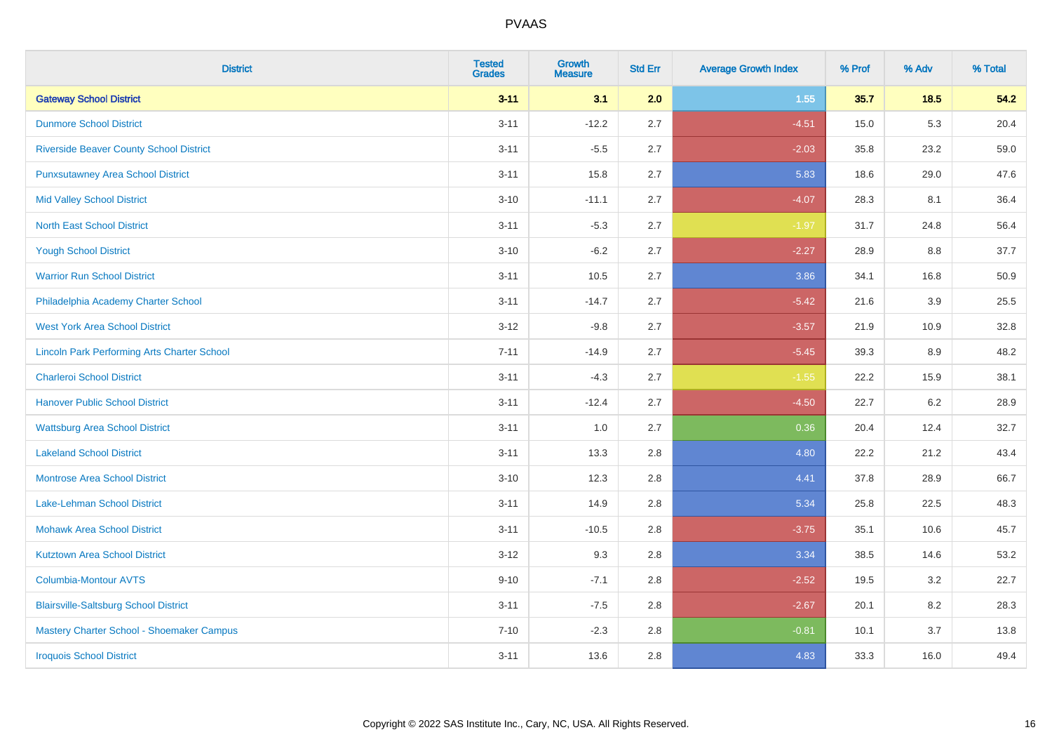| District | Tested Grades | Growth Measure | Std Err | Average Growth Index | % Prof | % Adv | % Total |
|---|---|---|---|---|---|---|---|
| **Gateway School District** | **3-11** | **3.1** | **2.0** | **1.55** | **35.7** | **18.5** | **54.2** |
| Dunmore School District | 3-11 | -12.2 | 2.7 | -4.51 | 15.0 | 5.3 | 20.4 |
| Riverside Beaver County School District | 3-11 | -5.5 | 2.7 | -2.03 | 35.8 | 23.2 | 59.0 |
| Punxsutawney Area School District | 3-11 | 15.8 | 2.7 | 5.83 | 18.6 | 29.0 | 47.6 |
| Mid Valley School District | 3-10 | -11.1 | 2.7 | -4.07 | 28.3 | 8.1 | 36.4 |
| North East School District | 3-11 | -5.3 | 2.7 | -1.97 | 31.7 | 24.8 | 56.4 |
| Yough School District | 3-10 | -6.2 | 2.7 | -2.27 | 28.9 | 8.8 | 37.7 |
| Warrior Run School District | 3-11 | 10.5 | 2.7 | 3.86 | 34.1 | 16.8 | 50.9 |
| Philadelphia Academy Charter School | 3-11 | -14.7 | 2.7 | -5.42 | 21.6 | 3.9 | 25.5 |
| West York Area School District | 3-12 | -9.8 | 2.7 | -3.57 | 21.9 | 10.9 | 32.8 |
| Lincoln Park Performing Arts Charter School | 7-11 | -14.9 | 2.7 | -5.45 | 39.3 | 8.9 | 48.2 |
| Charleroi School District | 3-11 | -4.3 | 2.7 | -1.55 | 22.2 | 15.9 | 38.1 |
| Hanover Public School District | 3-11 | -12.4 | 2.7 | -4.50 | 22.7 | 6.2 | 28.9 |
| Wattsburg Area School District | 3-11 | 1.0 | 2.7 | 0.36 | 20.4 | 12.4 | 32.7 |
| Lakeland School District | 3-11 | 13.3 | 2.8 | 4.80 | 22.2 | 21.2 | 43.4 |
| Montrose Area School District | 3-10 | 12.3 | 2.8 | 4.41 | 37.8 | 28.9 | 66.7 |
| Lake-Lehman School District | 3-11 | 14.9 | 2.8 | 5.34 | 25.8 | 22.5 | 48.3 |
| Mohawk Area School District | 3-11 | -10.5 | 2.8 | -3.75 | 35.1 | 10.6 | 45.7 |
| Kutztown Area School District | 3-12 | 9.3 | 2.8 | 3.34 | 38.5 | 14.6 | 53.2 |
| Columbia-Montour AVTS | 9-10 | -7.1 | 2.8 | -2.52 | 19.5 | 3.2 | 22.7 |
| Blairsville-Saltsburg School District | 3-11 | -7.5 | 2.8 | -2.67 | 20.1 | 8.2 | 28.3 |
| Mastery Charter School - Shoemaker Campus | 7-10 | -2.3 | 2.8 | -0.81 | 10.1 | 3.7 | 13.8 |
| Iroquois School District | 3-11 | 13.6 | 2.8 | 4.83 | 33.3 | 16.0 | 49.4 |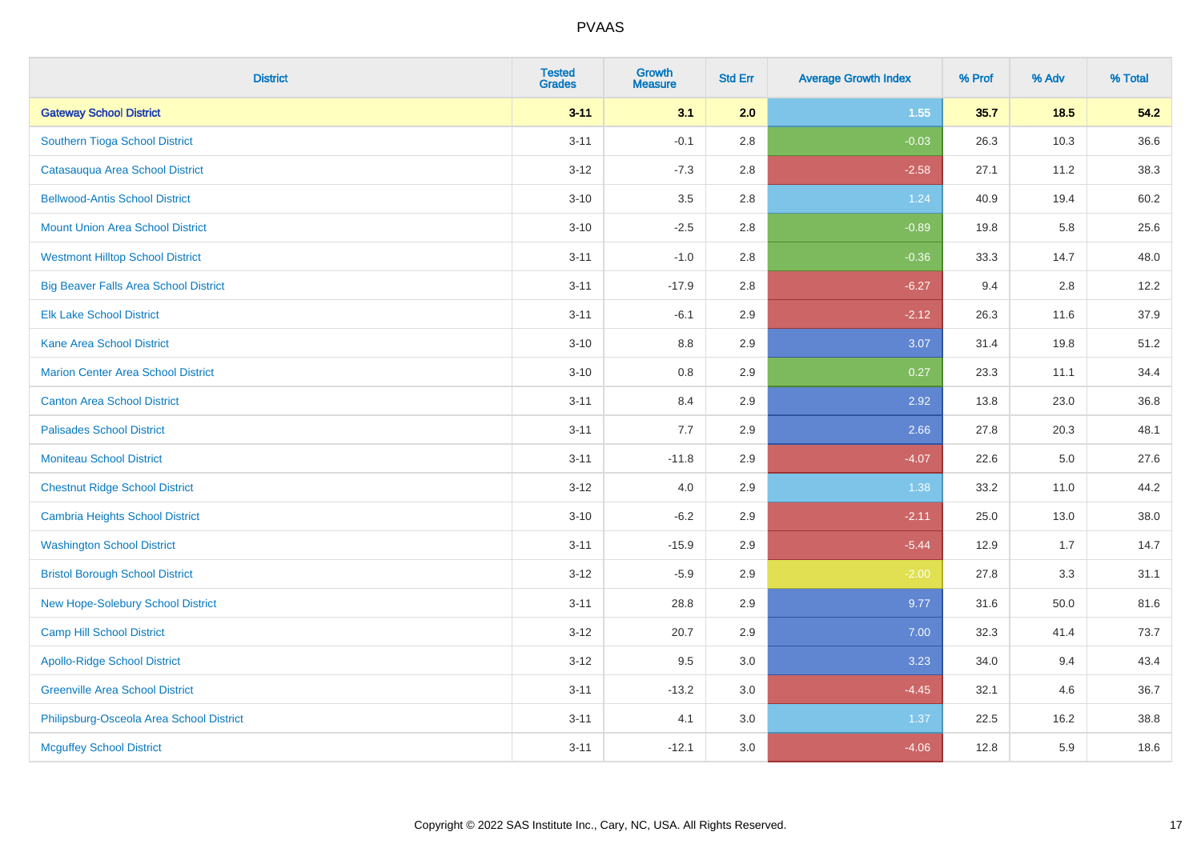# PVAAS

| District | Tested Grades | Growth Measure | Std Err | Average Growth Index | % Prof | % Adv | % Total |
|---|---|---|---|---|---|---|---|
| **Gateway School District** | **3-11** | **3.1** | **2.0** | **1.55** | **35.7** | **18.5** | **54.2** |
| Southern Tioga School District | 3-11 | -0.1 | 2.8 | -0.03 | 26.3 | 10.3 | 36.6 |
| Catasauqua Area School District | 3-12 | -7.3 | 2.8 | -2.58 | 27.1 | 11.2 | 38.3 |
| Bellwood-Antis School District | 3-10 | 3.5 | 2.8 | 1.24 | 40.9 | 19.4 | 60.2 |
| Mount Union Area School District | 3-10 | -2.5 | 2.8 | -0.89 | 19.8 | 5.8 | 25.6 |
| Westmont Hilltop School District | 3-11 | -1.0 | 2.8 | -0.36 | 33.3 | 14.7 | 48.0 |
| Big Beaver Falls Area School District | 3-11 | -17.9 | 2.8 | -6.27 | 9.4 | 2.8 | 12.2 |
| Elk Lake School District | 3-11 | -6.1 | 2.9 | -2.12 | 26.3 | 11.6 | 37.9 |
| Kane Area School District | 3-10 | 8.8 | 2.9 | 3.07 | 31.4 | 19.8 | 51.2 |
| Marion Center Area School District | 3-10 | 0.8 | 2.9 | 0.27 | 23.3 | 11.1 | 34.4 |
| Canton Area School District | 3-11 | 8.4 | 2.9 | 2.92 | 13.8 | 23.0 | 36.8 |
| Palisades School District | 3-11 | 7.7 | 2.9 | 2.66 | 27.8 | 20.3 | 48.1 |
| Moniteau School District | 3-11 | -11.8 | 2.9 | -4.07 | 22.6 | 5.0 | 27.6 |
| Chestnut Ridge School District | 3-12 | 4.0 | 2.9 | 1.38 | 33.2 | 11.0 | 44.2 |
| Cambria Heights School District | 3-10 | -6.2 | 2.9 | -2.11 | 25.0 | 13.0 | 38.0 |
| Washington School District | 3-11 | -15.9 | 2.9 | -5.44 | 12.9 | 1.7 | 14.7 |
| Bristol Borough School District | 3-12 | -5.9 | 2.9 | -2.00 | 27.8 | 3.3 | 31.1 |
| New Hope-Solebury School District | 3-11 | 28.8 | 2.9 | 9.77 | 31.6 | 50.0 | 81.6 |
| Camp Hill School District | 3-12 | 20.7 | 2.9 | 7.00 | 32.3 | 41.4 | 73.7 |
| Apollo-Ridge School District | 3-12 | 9.5 | 3.0 | 3.23 | 34.0 | 9.4 | 43.4 |
| Greenville Area School District | 3-11 | -13.2 | 3.0 | -4.45 | 32.1 | 4.6 | 36.7 |
| Philipsburg-Osceola Area School District | 3-11 | 4.1 | 3.0 | 1.37 | 22.5 | 16.2 | 38.8 |
| Mcguffey School District | 3-11 | -12.1 | 3.0 | -4.06 | 12.8 | 5.9 | 18.6 |

Copyright © 2022 SAS Institute Inc., Cary, NC, USA. All Rights Reserved.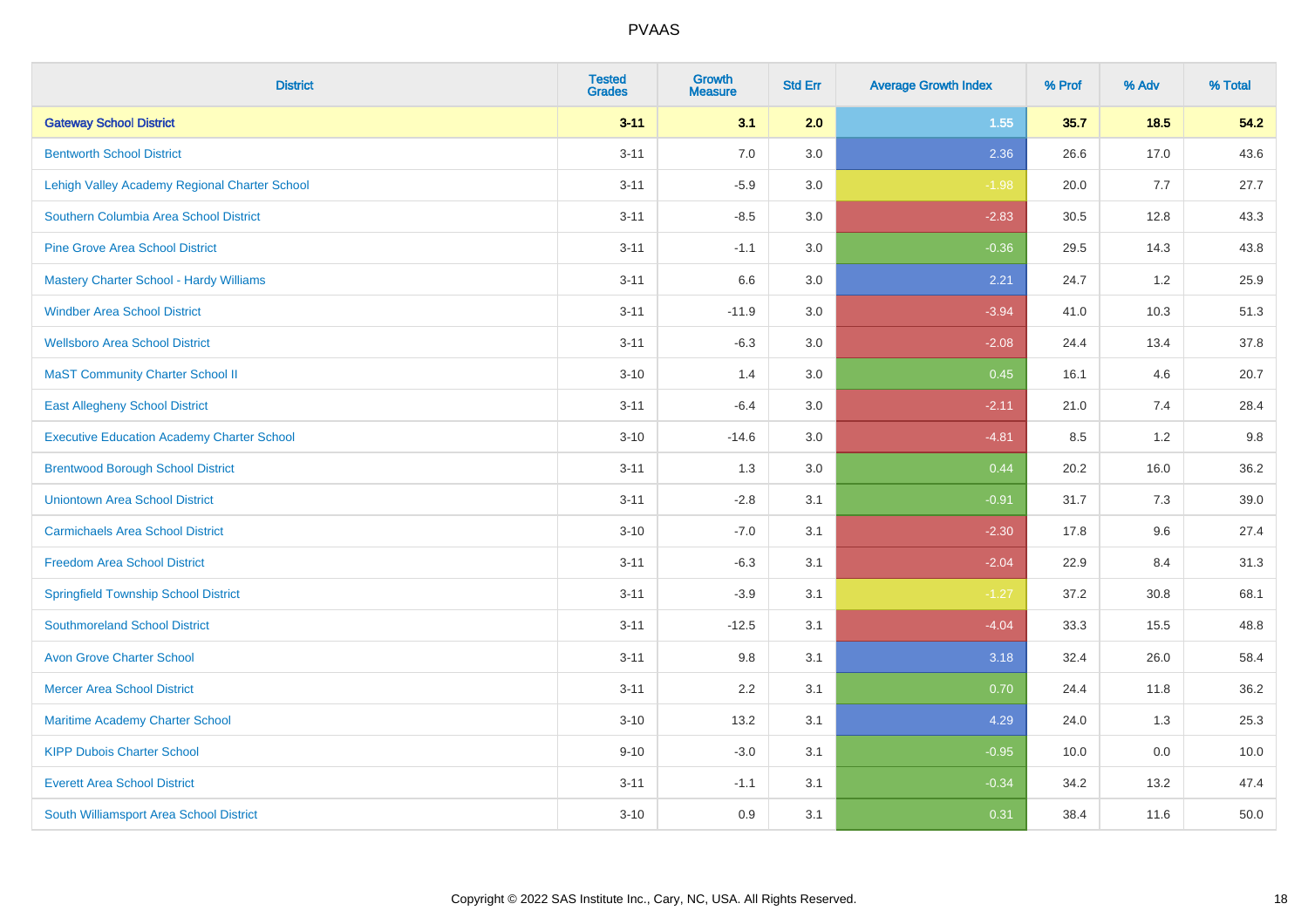| District | Tested Grades | Growth Measure | Std Err | Average Growth Index | % Prof | % Adv | % Total |
|---|---|---|---|---|---|---|---|
| **Gateway School District** | **3-11** | **3.1** | **2.0** | **1.55** | **35.7** | **18.5** | **54.2** |
| Bentworth School District | 3-11 | 7.0 | 3.0 | 2.36 | 26.6 | 17.0 | 43.6 |
| Lehigh Valley Academy Regional Charter School | 3-11 | -5.9 | 3.0 | -1.98 | 20.0 | 7.7 | 27.7 |
| Southern Columbia Area School District | 3-11 | -8.5 | 3.0 | -2.83 | 30.5 | 12.8 | 43.3 |
| Pine Grove Area School District | 3-11 | -1.1 | 3.0 | -0.36 | 29.5 | 14.3 | 43.8 |
| Mastery Charter School - Hardy Williams | 3-11 | 6.6 | 3.0 | 2.21 | 24.7 | 1.2 | 25.9 |
| Windber Area School District | 3-11 | -11.9 | 3.0 | -3.94 | 41.0 | 10.3 | 51.3 |
| Wellsboro Area School District | 3-11 | -6.3 | 3.0 | -2.08 | 24.4 | 13.4 | 37.8 |
| MaST Community Charter School II | 3-10 | 1.4 | 3.0 | 0.45 | 16.1 | 4.6 | 20.7 |
| East Allegheny School District | 3-11 | -6.4 | 3.0 | -2.11 | 21.0 | 7.4 | 28.4 |
| Executive Education Academy Charter School | 3-10 | -14.6 | 3.0 | -4.81 | 8.5 | 1.2 | 9.8 |
| Brentwood Borough School District | 3-11 | 1.3 | 3.0 | 0.44 | 20.2 | 16.0 | 36.2 |
| Uniontown Area School District | 3-11 | -2.8 | 3.1 | -0.91 | 31.7 | 7.3 | 39.0 |
| Carmichaels Area School District | 3-10 | -7.0 | 3.1 | -2.30 | 17.8 | 9.6 | 27.4 |
| Freedom Area School District | 3-11 | -6.3 | 3.1 | -2.04 | 22.9 | 8.4 | 31.3 |
| Springfield Township School District | 3-11 | -3.9 | 3.1 | -1.27 | 37.2 | 30.8 | 68.1 |
| Southmoreland School District | 3-11 | -12.5 | 3.1 | -4.04 | 33.3 | 15.5 | 48.8 |
| Avon Grove Charter School | 3-11 | 9.8 | 3.1 | 3.18 | 32.4 | 26.0 | 58.4 |
| Mercer Area School District | 3-11 | 2.2 | 3.1 | 0.70 | 24.4 | 11.8 | 36.2 |
| Maritime Academy Charter School | 3-10 | 13.2 | 3.1 | 4.29 | 24.0 | 1.3 | 25.3 |
| KIPP Dubois Charter School | 9-10 | -3.0 | 3.1 | -0.95 | 10.0 | 0.0 | 10.0 |
| Everett Area School District | 3-11 | -1.1 | 3.1 | -0.34 | 34.2 | 13.2 | 47.4 |
| South Williamsport Area School District | 3-10 | 0.9 | 3.1 | 0.31 | 38.4 | 11.6 | 50.0 |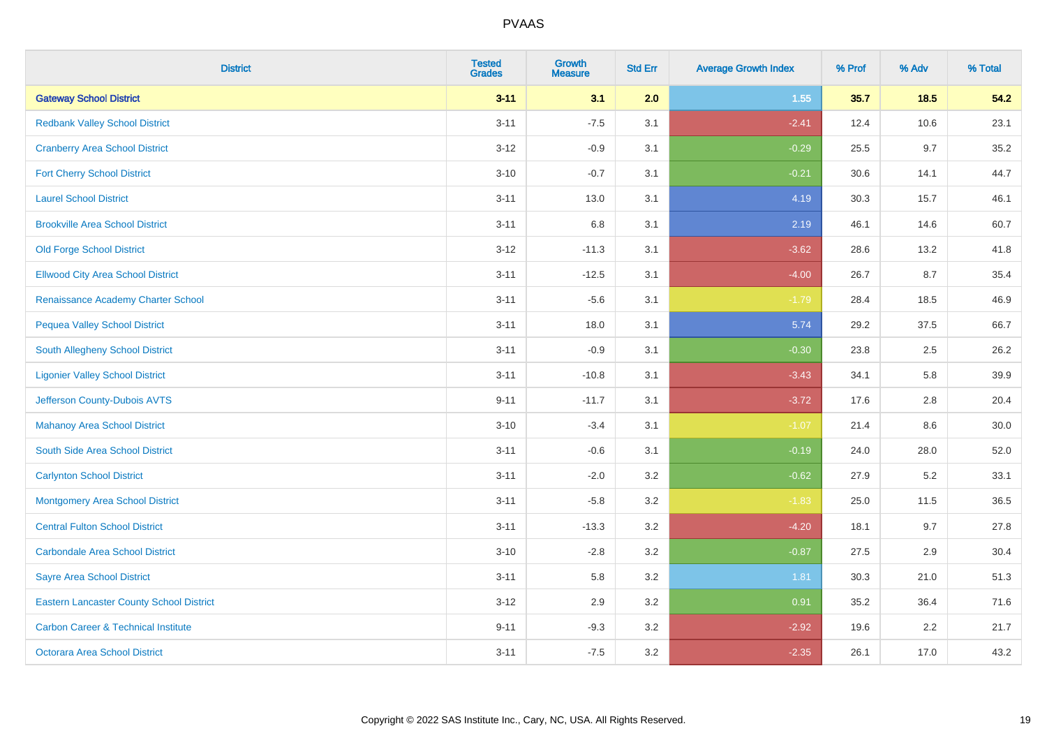| District | Tested Grades | Growth Measure | Std Err | Average Growth Index | % Prof | % Adv | % Total |
|---|---|---|---|---|---|---|---|
| **Gateway School District** | **3-11** | **3.1** | **2.0** | **1.55** | **35.7** | **18.5** | **54.2** |
| Redbank Valley School District | 3-11 | -7.5 | 3.1 | -2.41 | 12.4 | 10.6 | 23.1 |
| Cranberry Area School District | 3-12 | -0.9 | 3.1 | -0.29 | 25.5 | 9.7 | 35.2 |
| Fort Cherry School District | 3-10 | -0.7 | 3.1 | -0.21 | 30.6 | 14.1 | 44.7 |
| Laurel School District | 3-11 | 13.0 | 3.1 | 4.19 | 30.3 | 15.7 | 46.1 |
| Brookville Area School District | 3-11 | 6.8 | 3.1 | 2.19 | 46.1 | 14.6 | 60.7 |
| Old Forge School District | 3-12 | -11.3 | 3.1 | -3.62 | 28.6 | 13.2 | 41.8 |
| Ellwood City Area School District | 3-11 | -12.5 | 3.1 | -4.00 | 26.7 | 8.7 | 35.4 |
| Renaissance Academy Charter School | 3-11 | -5.6 | 3.1 | -1.79 | 28.4 | 18.5 | 46.9 |
| Pequea Valley School District | 3-11 | 18.0 | 3.1 | 5.74 | 29.2 | 37.5 | 66.7 |
| South Allegheny School District | 3-11 | -0.9 | 3.1 | -0.30 | 23.8 | 2.5 | 26.2 |
| Ligonier Valley School District | 3-11 | -10.8 | 3.1 | -3.43 | 34.1 | 5.8 | 39.9 |
| Jefferson County-Dubois AVTS | 9-11 | -11.7 | 3.1 | -3.72 | 17.6 | 2.8 | 20.4 |
| Mahanoy Area School District | 3-10 | -3.4 | 3.1 | -1.07 | 21.4 | 8.6 | 30.0 |
| South Side Area School District | 3-11 | -0.6 | 3.1 | -0.19 | 24.0 | 28.0 | 52.0 |
| Carlynton School District | 3-11 | -2.0 | 3.2 | -0.62 | 27.9 | 5.2 | 33.1 |
| Montgomery Area School District | 3-11 | -5.8 | 3.2 | -1.83 | 25.0 | 11.5 | 36.5 |
| Central Fulton School District | 3-11 | -13.3 | 3.2 | -4.20 | 18.1 | 9.7 | 27.8 |
| Carbondale Area School District | 3-10 | -2.8 | 3.2 | -0.87 | 27.5 | 2.9 | 30.4 |
| Sayre Area School District | 3-11 | 5.8 | 3.2 | 1.81 | 30.3 | 21.0 | 51.3 |
| Eastern Lancaster County School District | 3-12 | 2.9 | 3.2 | 0.91 | 35.2 | 36.4 | 71.6 |
| Carbon Career & Technical Institute | 9-11 | -9.3 | 3.2 | -2.92 | 19.6 | 2.2 | 21.7 |
| Octorara Area School District | 3-11 | -7.5 | 3.2 | -2.35 | 26.1 | 17.0 | 43.2 |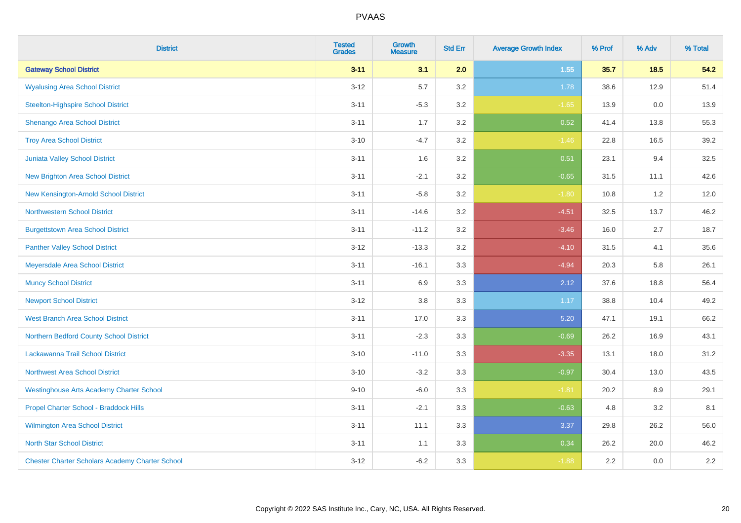# PVAAS

| District | Tested Grades | Growth Measure | Std Err | Average Growth Index | % Prof | % Adv | % Total |
|---|---|---|---|---|---|---|---|
| **Gateway School District** | **3-11** | **3.1** | **2.0** | **1.55** | **35.7** | **18.5** | **54.2** |
| Wyalusing Area School District | 3-12 | 5.7 | 3.2 | 1.78 | 38.6 | 12.9 | 51.4 |
| Steelton-Highspire School District | 3-11 | -5.3 | 3.2 | -1.65 | 13.9 | 0.0 | 13.9 |
| Shenango Area School District | 3-11 | 1.7 | 3.2 | 0.52 | 41.4 | 13.8 | 55.3 |
| Troy Area School District | 3-10 | -4.7 | 3.2 | -1.46 | 22.8 | 16.5 | 39.2 |
| Juniata Valley School District | 3-11 | 1.6 | 3.2 | 0.51 | 23.1 | 9.4 | 32.5 |
| New Brighton Area School District | 3-11 | -2.1 | 3.2 | -0.65 | 31.5 | 11.1 | 42.6 |
| New Kensington-Arnold School District | 3-11 | -5.8 | 3.2 | -1.80 | 10.8 | 1.2 | 12.0 |
| Northwestern School District | 3-11 | -14.6 | 3.2 | -4.51 | 32.5 | 13.7 | 46.2 |
| Burgettstown Area School District | 3-11 | -11.2 | 3.2 | -3.46 | 16.0 | 2.7 | 18.7 |
| Panther Valley School District | 3-12 | -13.3 | 3.2 | -4.10 | 31.5 | 4.1 | 35.6 |
| Meyersdale Area School District | 3-11 | -16.1 | 3.3 | -4.94 | 20.3 | 5.8 | 26.1 |
| Muncy School District | 3-11 | 6.9 | 3.3 | 2.12 | 37.6 | 18.8 | 56.4 |
| Newport School District | 3-12 | 3.8 | 3.3 | 1.17 | 38.8 | 10.4 | 49.2 |
| West Branch Area School District | 3-11 | 17.0 | 3.3 | 5.20 | 47.1 | 19.1 | 66.2 |
| Northern Bedford County School District | 3-11 | -2.3 | 3.3 | -0.69 | 26.2 | 16.9 | 43.1 |
| Lackawanna Trail School District | 3-10 | -11.0 | 3.3 | -3.35 | 13.1 | 18.0 | 31.2 |
| Northwest Area School District | 3-10 | -3.2 | 3.3 | -0.97 | 30.4 | 13.0 | 43.5 |
| Westinghouse Arts Academy Charter School | 9-10 | -6.0 | 3.3 | -1.81 | 20.2 | 8.9 | 29.1 |
| Propel Charter School - Braddock Hills | 3-11 | -2.1 | 3.3 | -0.63 | 4.8 | 3.2 | 8.1 |
| Wilmington Area School District | 3-11 | 11.1 | 3.3 | 3.37 | 29.8 | 26.2 | 56.0 |
| North Star School District | 3-11 | 1.1 | 3.3 | 0.34 | 26.2 | 20.0 | 46.2 |
| Chester Charter Scholars Academy Charter School | 3-12 | -6.2 | 3.3 | -1.88 | 2.2 | 0.0 | 2.2 |

Copyright © 2022 SAS Institute Inc., Cary, NC, USA. All Rights Reserved.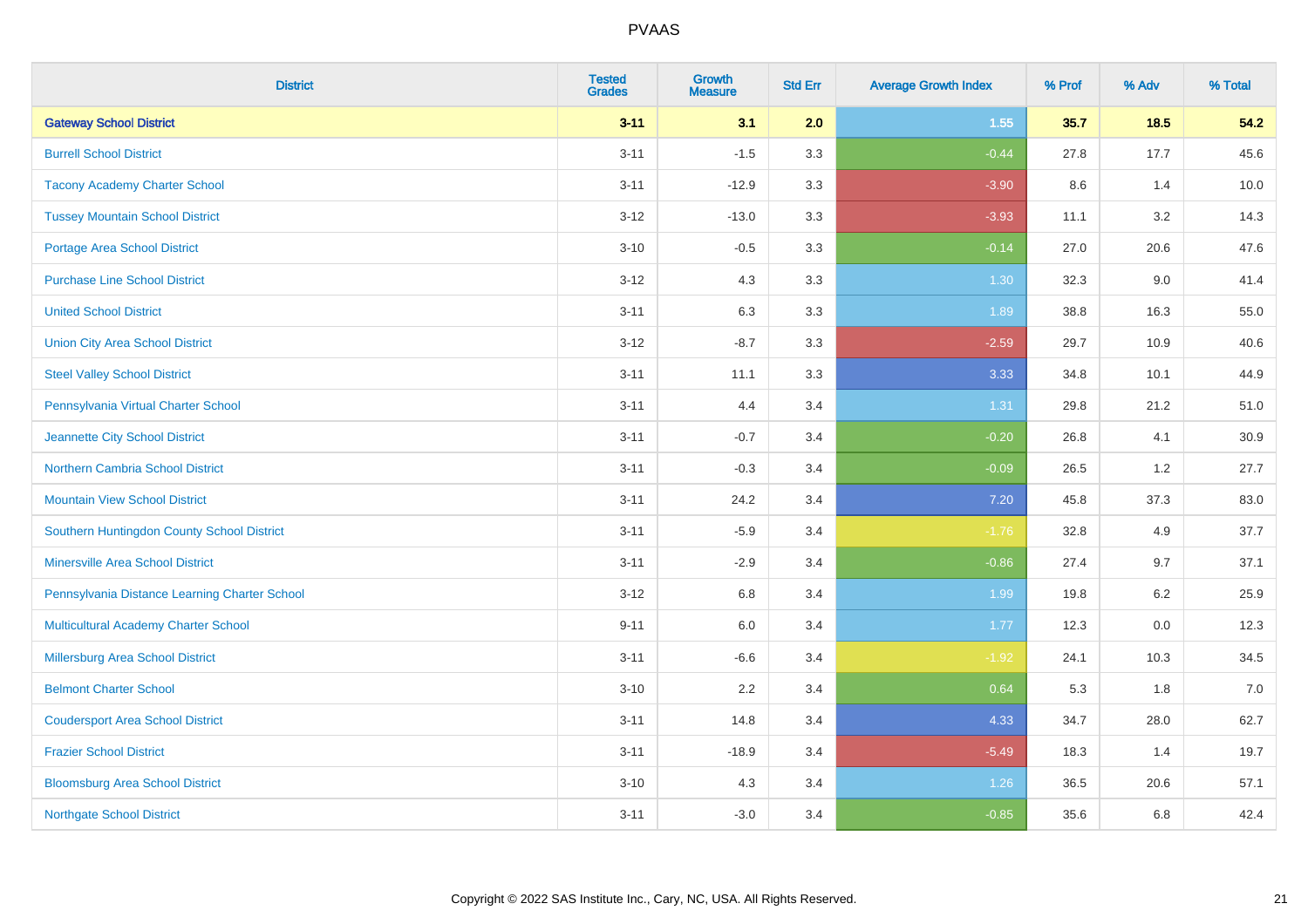| District | Tested Grades | Growth Measure | Std Err | Average Growth Index | % Prof | % Adv | % Total |
|---|---|---|---|---|---|---|---|
| **Gateway School District** | **3-11** | **3.1** | **2.0** | **1.55** | **35.7** | **18.5** | **54.2** |
| Burrell School District | 3-11 | -1.5 | 3.3 | -0.44 | 27.8 | 17.7 | 45.6 |
| Tacony Academy Charter School | 3-11 | -12.9 | 3.3 | -3.90 | 8.6 | 1.4 | 10.0 |
| Tussey Mountain School District | 3-12 | -13.0 | 3.3 | -3.93 | 11.1 | 3.2 | 14.3 |
| Portage Area School District | 3-10 | -0.5 | 3.3 | -0.14 | 27.0 | 20.6 | 47.6 |
| Purchase Line School District | 3-12 | 4.3 | 3.3 | 1.30 | 32.3 | 9.0 | 41.4 |
| United School District | 3-11 | 6.3 | 3.3 | 1.89 | 38.8 | 16.3 | 55.0 |
| Union City Area School District | 3-12 | -8.7 | 3.3 | -2.59 | 29.7 | 10.9 | 40.6 |
| Steel Valley School District | 3-11 | 11.1 | 3.3 | 3.33 | 34.8 | 10.1 | 44.9 |
| Pennsylvania Virtual Charter School | 3-11 | 4.4 | 3.4 | 1.31 | 29.8 | 21.2 | 51.0 |
| Jeannette City School District | 3-11 | -0.7 | 3.4 | -0.20 | 26.8 | 4.1 | 30.9 |
| Northern Cambria School District | 3-11 | -0.3 | 3.4 | -0.09 | 26.5 | 1.2 | 27.7 |
| Mountain View School District | 3-11 | 24.2 | 3.4 | 7.20 | 45.8 | 37.3 | 83.0 |
| Southern Huntingdon County School District | 3-11 | -5.9 | 3.4 | -1.76 | 32.8 | 4.9 | 37.7 |
| Minersville Area School District | 3-11 | -2.9 | 3.4 | -0.86 | 27.4 | 9.7 | 37.1 |
| Pennsylvania Distance Learning Charter School | 3-12 | 6.8 | 3.4 | 1.99 | 19.8 | 6.2 | 25.9 |
| Multicultural Academy Charter School | 9-11 | 6.0 | 3.4 | 1.77 | 12.3 | 0.0 | 12.3 |
| Millersburg Area School District | 3-11 | -6.6 | 3.4 | -1.92 | 24.1 | 10.3 | 34.5 |
| Belmont Charter School | 3-10 | 2.2 | 3.4 | 0.64 | 5.3 | 1.8 | 7.0 |
| Coudersport Area School District | 3-11 | 14.8 | 3.4 | 4.33 | 34.7 | 28.0 | 62.7 |
| Frazier School District | 3-11 | -18.9 | 3.4 | -5.49 | 18.3 | 1.4 | 19.7 |
| Bloomsburg Area School District | 3-10 | 4.3 | 3.4 | 1.26 | 36.5 | 20.6 | 57.1 |
| Northgate School District | 3-11 | -3.0 | 3.4 | -0.85 | 35.6 | 6.8 | 42.4 |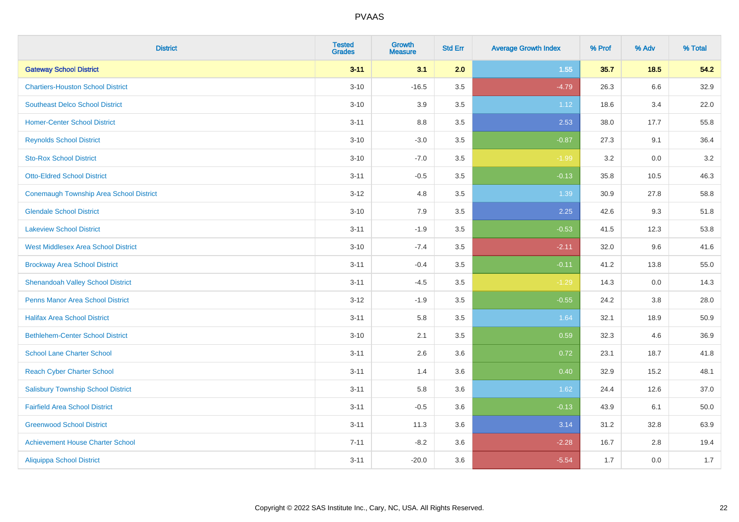| District | Tested Grades | Growth Measure | Std Err | Average Growth Index | % Prof | % Adv | % Total |
|---|---|---|---|---|---|---|---|
| **Gateway School District** | **3-11** | **3.1** | **2.0** | **1.55** | **35.7** | **18.5** | **54.2** |
| Chartiers-Houston School District | 3-10 | -16.5 | 3.5 | -4.79 | 26.3 | 6.6 | 32.9 |
| Southeast Delco School District | 3-10 | 3.9 | 3.5 | 1.12 | 18.6 | 3.4 | 22.0 |
| Homer-Center School District | 3-11 | 8.8 | 3.5 | 2.53 | 38.0 | 17.7 | 55.8 |
| Reynolds School District | 3-10 | -3.0 | 3.5 | -0.87 | 27.3 | 9.1 | 36.4 |
| Sto-Rox School District | 3-10 | -7.0 | 3.5 | -1.99 | 3.2 | 0.0 | 3.2 |
| Otto-Eldred School District | 3-11 | -0.5 | 3.5 | -0.13 | 35.8 | 10.5 | 46.3 |
| Conemaugh Township Area School District | 3-12 | 4.8 | 3.5 | 1.39 | 30.9 | 27.8 | 58.8 |
| Glendale School District | 3-10 | 7.9 | 3.5 | 2.25 | 42.6 | 9.3 | 51.8 |
| Lakeview School District | 3-11 | -1.9 | 3.5 | -0.53 | 41.5 | 12.3 | 53.8 |
| West Middlesex Area School District | 3-10 | -7.4 | 3.5 | -2.11 | 32.0 | 9.6 | 41.6 |
| Brockway Area School District | 3-11 | -0.4 | 3.5 | -0.11 | 41.2 | 13.8 | 55.0 |
| Shenandoah Valley School District | 3-11 | -4.5 | 3.5 | -1.29 | 14.3 | 0.0 | 14.3 |
| Penns Manor Area School District | 3-12 | -1.9 | 3.5 | -0.55 | 24.2 | 3.8 | 28.0 |
| Halifax Area School District | 3-11 | 5.8 | 3.5 | 1.64 | 32.1 | 18.9 | 50.9 |
| Bethlehem-Center School District | 3-10 | 2.1 | 3.5 | 0.59 | 32.3 | 4.6 | 36.9 |
| School Lane Charter School | 3-11 | 2.6 | 3.6 | 0.72 | 23.1 | 18.7 | 41.8 |
| Reach Cyber Charter School | 3-11 | 1.4 | 3.6 | 0.40 | 32.9 | 15.2 | 48.1 |
| Salisbury Township School District | 3-11 | 5.8 | 3.6 | 1.62 | 24.4 | 12.6 | 37.0 |
| Fairfield Area School District | 3-11 | -0.5 | 3.6 | -0.13 | 43.9 | 6.1 | 50.0 |
| Greenwood School District | 3-11 | 11.3 | 3.6 | 3.14 | 31.2 | 32.8 | 63.9 |
| Achievement House Charter School | 7-11 | -8.2 | 3.6 | -2.28 | 16.7 | 2.8 | 19.4 |
| Aliquippa School District | 3-11 | -20.0 | 3.6 | -5.54 | 1.7 | 0.0 | 1.7 |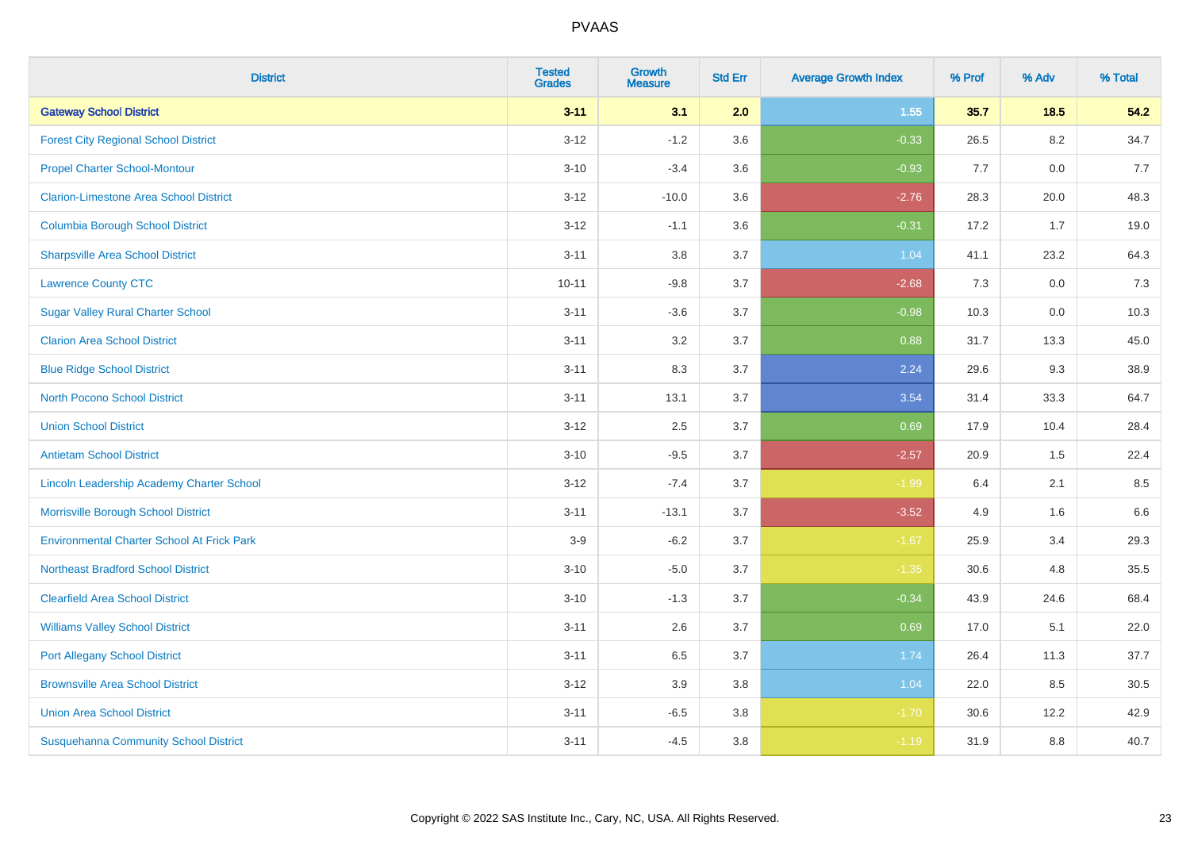| District | Tested Grades | Growth Measure | Std Err | Average Growth Index | % Prof | % Adv | % Total |
|---|---|---|---|---|---|---|---|
| **Gateway School District** | **3-11** | **3.1** | **2.0** | **1.55** | **35.7** | **18.5** | **54.2** |
| Forest City Regional School District | 3-12 | -1.2 | 3.6 | -0.33 | 26.5 | 8.2 | 34.7 |
| Propel Charter School-Montour | 3-10 | -3.4 | 3.6 | -0.93 | 7.7 | 0.0 | 7.7 |
| Clarion-Limestone Area School District | 3-12 | -10.0 | 3.6 | -2.76 | 28.3 | 20.0 | 48.3 |
| Columbia Borough School District | 3-12 | -1.1 | 3.6 | -0.31 | 17.2 | 1.7 | 19.0 |
| Sharpsville Area School District | 3-11 | 3.8 | 3.7 | 1.04 | 41.1 | 23.2 | 64.3 |
| Lawrence County CTC | 10-11 | -9.8 | 3.7 | -2.68 | 7.3 | 0.0 | 7.3 |
| Sugar Valley Rural Charter School | 3-11 | -3.6 | 3.7 | -0.98 | 10.3 | 0.0 | 10.3 |
| Clarion Area School District | 3-11 | 3.2 | 3.7 | 0.88 | 31.7 | 13.3 | 45.0 |
| Blue Ridge School District | 3-11 | 8.3 | 3.7 | 2.24 | 29.6 | 9.3 | 38.9 |
| North Pocono School District | 3-11 | 13.1 | 3.7 | 3.54 | 31.4 | 33.3 | 64.7 |
| Union School District | 3-12 | 2.5 | 3.7 | 0.69 | 17.9 | 10.4 | 28.4 |
| Antietam School District | 3-10 | -9.5 | 3.7 | -2.57 | 20.9 | 1.5 | 22.4 |
| Lincoln Leadership Academy Charter School | 3-12 | -7.4 | 3.7 | -1.99 | 6.4 | 2.1 | 8.5 |
| Morrisville Borough School District | 3-11 | -13.1 | 3.7 | -3.52 | 4.9 | 1.6 | 6.6 |
| Environmental Charter School At Frick Park | 3-9 | -6.2 | 3.7 | -1.67 | 25.9 | 3.4 | 29.3 |
| Northeast Bradford School District | 3-10 | -5.0 | 3.7 | -1.35 | 30.6 | 4.8 | 35.5 |
| Clearfield Area School District | 3-10 | -1.3 | 3.7 | -0.34 | 43.9 | 24.6 | 68.4 |
| Williams Valley School District | 3-11 | 2.6 | 3.7 | 0.69 | 17.0 | 5.1 | 22.0 |
| Port Allegany School District | 3-11 | 6.5 | 3.7 | 1.74 | 26.4 | 11.3 | 37.7 |
| Brownsville Area School District | 3-12 | 3.9 | 3.8 | 1.04 | 22.0 | 8.5 | 30.5 |
| Union Area School District | 3-11 | -6.5 | 3.8 | -1.70 | 30.6 | 12.2 | 42.9 |
| Susquehanna Community School District | 3-11 | -4.5 | 3.8 | -1.19 | 31.9 | 8.8 | 40.7 |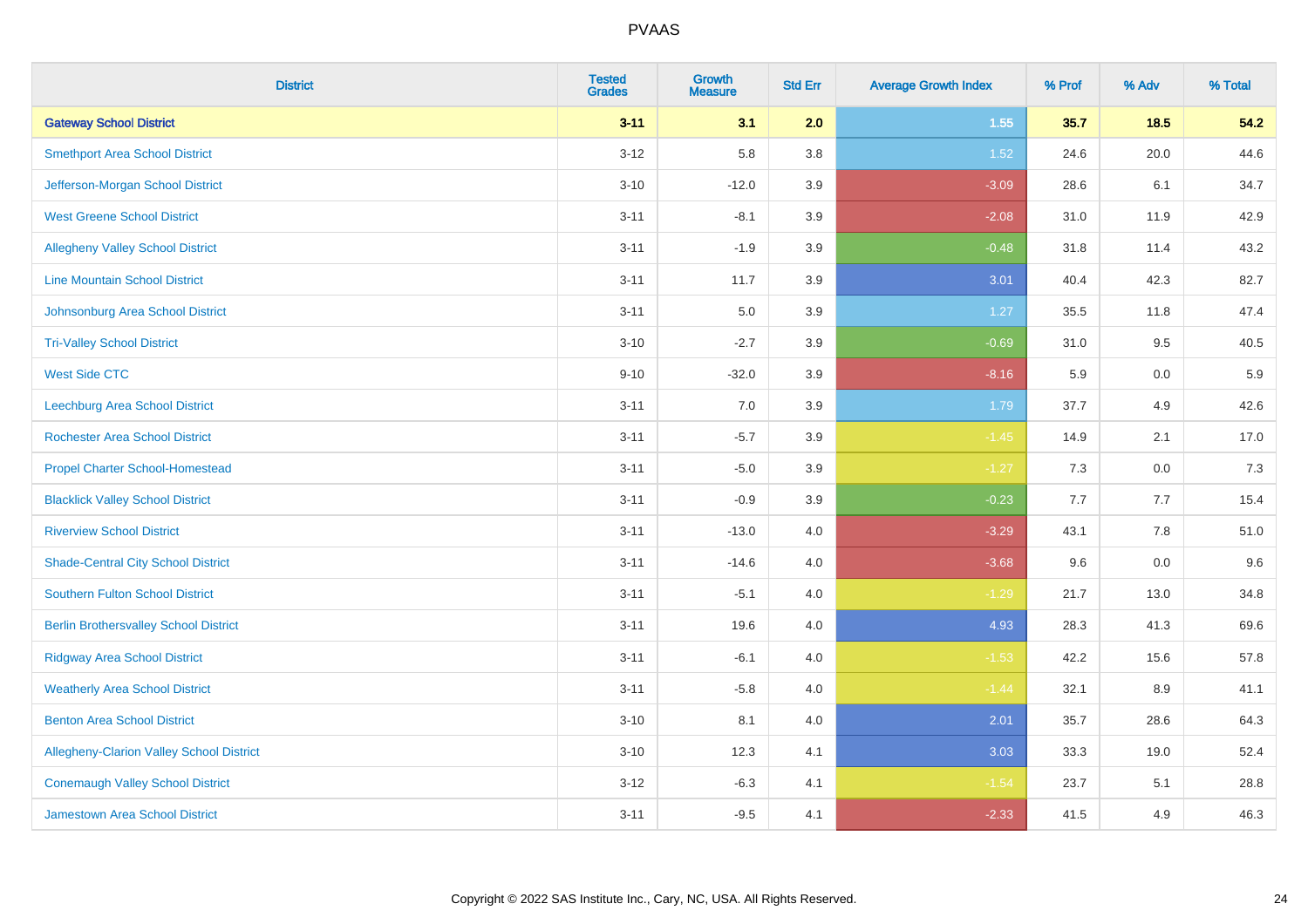| District | Tested Grades | Growth Measure | Std Err | Average Growth Index | % Prof | % Adv | % Total |
|---|---|---|---|---|---|---|---|
| **Gateway School District** | **3-11** | **3.1** | **2.0** | **1.55** | **35.7** | **18.5** | **54.2** |
| Smethport Area School District | 3-12 | 5.8 | 3.8 | 1.52 | 24.6 | 20.0 | 44.6 |
| Jefferson-Morgan School District | 3-10 | -12.0 | 3.9 | -3.09 | 28.6 | 6.1 | 34.7 |
| West Greene School District | 3-11 | -8.1 | 3.9 | -2.08 | 31.0 | 11.9 | 42.9 |
| Allegheny Valley School District | 3-11 | -1.9 | 3.9 | -0.48 | 31.8 | 11.4 | 43.2 |
| Line Mountain School District | 3-11 | 11.7 | 3.9 | 3.01 | 40.4 | 42.3 | 82.7 |
| Johnsonburg Area School District | 3-11 | 5.0 | 3.9 | 1.27 | 35.5 | 11.8 | 47.4 |
| Tri-Valley School District | 3-10 | -2.7 | 3.9 | -0.69 | 31.0 | 9.5 | 40.5 |
| West Side CTC | 9-10 | -32.0 | 3.9 | -8.16 | 5.9 | 0.0 | 5.9 |
| Leechburg Area School District | 3-11 | 7.0 | 3.9 | 1.79 | 37.7 | 4.9 | 42.6 |
| Rochester Area School District | 3-11 | -5.7 | 3.9 | -1.45 | 14.9 | 2.1 | 17.0 |
| Propel Charter School-Homestead | 3-11 | -5.0 | 3.9 | -1.27 | 7.3 | 0.0 | 7.3 |
| Blacklick Valley School District | 3-11 | -0.9 | 3.9 | -0.23 | 7.7 | 7.7 | 15.4 |
| Riverview School District | 3-11 | -13.0 | 4.0 | -3.29 | 43.1 | 7.8 | 51.0 |
| Shade-Central City School District | 3-11 | -14.6 | 4.0 | -3.68 | 9.6 | 0.0 | 9.6 |
| Southern Fulton School District | 3-11 | -5.1 | 4.0 | -1.29 | 21.7 | 13.0 | 34.8 |
| Berlin Brothersvalley School District | 3-11 | 19.6 | 4.0 | 4.93 | 28.3 | 41.3 | 69.6 |
| Ridgway Area School District | 3-11 | -6.1 | 4.0 | -1.53 | 42.2 | 15.6 | 57.8 |
| Weatherly Area School District | 3-11 | -5.8 | 4.0 | -1.44 | 32.1 | 8.9 | 41.1 |
| Benton Area School District | 3-10 | 8.1 | 4.0 | 2.01 | 35.7 | 28.6 | 64.3 |
| Allegheny-Clarion Valley School District | 3-10 | 12.3 | 4.1 | 3.03 | 33.3 | 19.0 | 52.4 |
| Conemaugh Valley School District | 3-12 | -6.3 | 4.1 | -1.54 | 23.7 | 5.1 | 28.8 |
| Jamestown Area School District | 3-11 | -9.5 | 4.1 | -2.33 | 41.5 | 4.9 | 46.3 |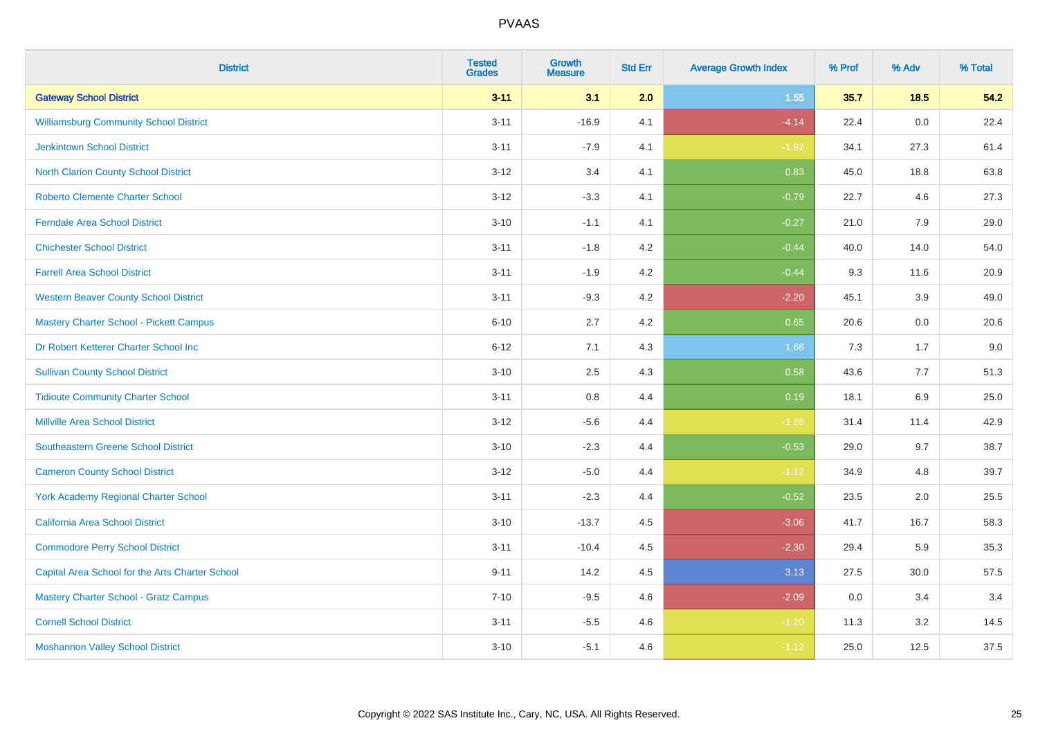| District | Tested Grades | Growth Measure | Std Err | Average Growth Index | % Prof | % Adv | % Total |
|---|---|---|---|---|---|---|---|
| **Gateway School District** | **3-11** | **3.1** | **2.0** | **1.55** | **35.7** | **18.5** | **54.2** |
| Williamsburg Community School District | 3-11 | -16.9 | 4.1 | -4.14 | 22.4 | 0.0 | 22.4 |
| Jenkintown School District | 3-11 | -7.9 | 4.1 | -1.92 | 34.1 | 27.3 | 61.4 |
| North Clarion County School District | 3-12 | 3.4 | 4.1 | 0.83 | 45.0 | 18.8 | 63.8 |
| Roberto Clemente Charter School | 3-12 | -3.3 | 4.1 | -0.79 | 22.7 | 4.6 | 27.3 |
| Ferndale Area School District | 3-10 | -1.1 | 4.1 | -0.27 | 21.0 | 7.9 | 29.0 |
| Chichester School District | 3-11 | -1.8 | 4.2 | -0.44 | 40.0 | 14.0 | 54.0 |
| Farrell Area School District | 3-11 | -1.9 | 4.2 | -0.44 | 9.3 | 11.6 | 20.9 |
| Western Beaver County School District | 3-11 | -9.3 | 4.2 | -2.20 | 45.1 | 3.9 | 49.0 |
| Mastery Charter School - Pickett Campus | 6-10 | 2.7 | 4.2 | 0.65 | 20.6 | 0.0 | 20.6 |
| Dr Robert Ketterer Charter School Inc | 6-12 | 7.1 | 4.3 | 1.66 | 7.3 | 1.7 | 9.0 |
| Sullivan County School District | 3-10 | 2.5 | 4.3 | 0.58 | 43.6 | 7.7 | 51.3 |
| Tidioute Community Charter School | 3-11 | 0.8 | 4.4 | 0.19 | 18.1 | 6.9 | 25.0 |
| Millville Area School District | 3-12 | -5.6 | 4.4 | -1.26 | 31.4 | 11.4 | 42.9 |
| Southeastern Greene School District | 3-10 | -2.3 | 4.4 | -0.53 | 29.0 | 9.7 | 38.7 |
| Cameron County School District | 3-12 | -5.0 | 4.4 | -1.12 | 34.9 | 4.8 | 39.7 |
| York Academy Regional Charter School | 3-11 | -2.3 | 4.4 | -0.52 | 23.5 | 2.0 | 25.5 |
| California Area School District | 3-10 | -13.7 | 4.5 | -3.06 | 41.7 | 16.7 | 58.3 |
| Commodore Perry School District | 3-11 | -10.4 | 4.5 | -2.30 | 29.4 | 5.9 | 35.3 |
| Capital Area School for the Arts Charter School | 9-11 | 14.2 | 4.5 | 3.13 | 27.5 | 30.0 | 57.5 |
| Mastery Charter School - Gratz Campus | 7-10 | -9.5 | 4.6 | -2.09 | 0.0 | 3.4 | 3.4 |
| Cornell School District | 3-11 | -5.5 | 4.6 | -1.20 | 11.3 | 3.2 | 14.5 |
| Moshannon Valley School District | 3-10 | -5.1 | 4.6 | -1.12 | 25.0 | 12.5 | 37.5 |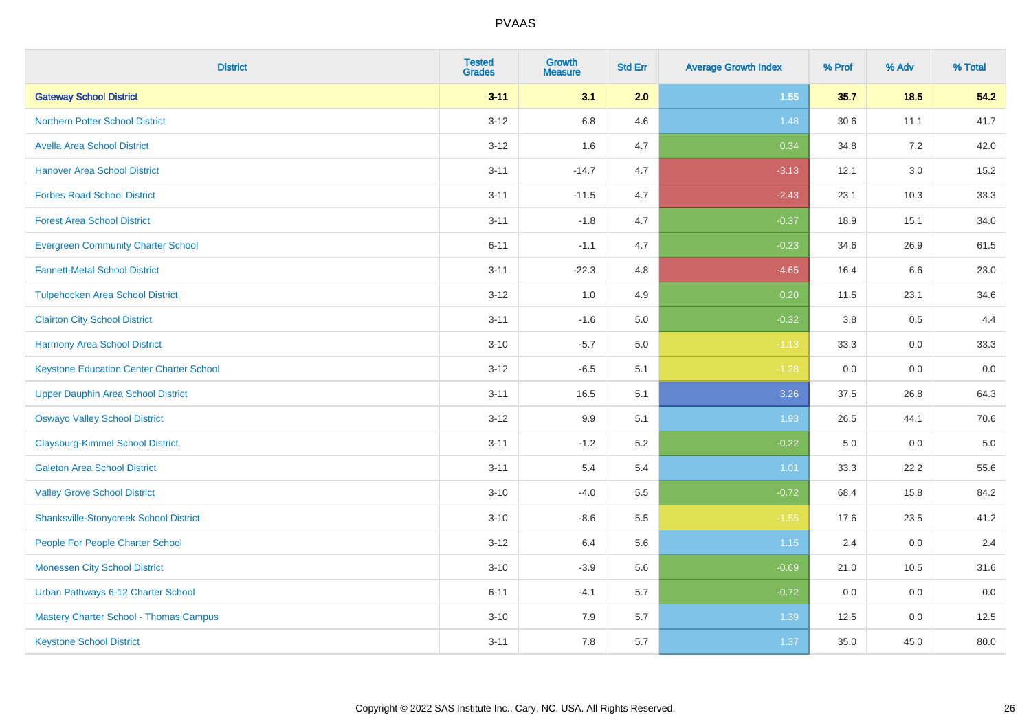| District | Tested Grades | Growth Measure | Std Err | Average Growth Index | % Prof | % Adv | % Total |
|---|---|---|---|---|---|---|---|
| **Gateway School District** | **3-11** | **3.1** | **2.0** | **1.55** | **35.7** | **18.5** | **54.2** |
| Northern Potter School District | 3-12 | 6.8 | 4.6 | 1.48 | 30.6 | 11.1 | 41.7 |
| Avella Area School District | 3-12 | 1.6 | 4.7 | 0.34 | 34.8 | 7.2 | 42.0 |
| Hanover Area School District | 3-11 | -14.7 | 4.7 | -3.13 | 12.1 | 3.0 | 15.2 |
| Forbes Road School District | 3-11 | -11.5 | 4.7 | -2.43 | 23.1 | 10.3 | 33.3 |
| Forest Area School District | 3-11 | -1.8 | 4.7 | -0.37 | 18.9 | 15.1 | 34.0 |
| Evergreen Community Charter School | 6-11 | -1.1 | 4.7 | -0.23 | 34.6 | 26.9 | 61.5 |
| Fannett-Metal School District | 3-11 | -22.3 | 4.8 | -4.65 | 16.4 | 6.6 | 23.0 |
| Tulpehocken Area School District | 3-12 | 1.0 | 4.9 | 0.20 | 11.5 | 23.1 | 34.6 |
| Clairton City School District | 3-11 | -1.6 | 5.0 | -0.32 | 3.8 | 0.5 | 4.4 |
| Harmony Area School District | 3-10 | -5.7 | 5.0 | -1.13 | 33.3 | 0.0 | 33.3 |
| Keystone Education Center Charter School | 3-12 | -6.5 | 5.1 | -1.28 | 0.0 | 0.0 | 0.0 |
| Upper Dauphin Area School District | 3-11 | 16.5 | 5.1 | 3.26 | 37.5 | 26.8 | 64.3 |
| Oswayo Valley School District | 3-12 | 9.9 | 5.1 | 1.93 | 26.5 | 44.1 | 70.6 |
| Claysburg-Kimmel School District | 3-11 | -1.2 | 5.2 | -0.22 | 5.0 | 0.0 | 5.0 |
| Galeton Area School District | 3-11 | 5.4 | 5.4 | 1.01 | 33.3 | 22.2 | 55.6 |
| Valley Grove School District | 3-10 | -4.0 | 5.5 | -0.72 | 68.4 | 15.8 | 84.2 |
| Shanksville-Stonycreek School District | 3-10 | -8.6 | 5.5 | -1.55 | 17.6 | 23.5 | 41.2 |
| People For People Charter School | 3-12 | 6.4 | 5.6 | 1.15 | 2.4 | 0.0 | 2.4 |
| Monessen City School District | 3-10 | -3.9 | 5.6 | -0.69 | 21.0 | 10.5 | 31.6 |
| Urban Pathways 6-12 Charter School | 6-11 | -4.1 | 5.7 | -0.72 | 0.0 | 0.0 | 0.0 |
| Mastery Charter School - Thomas Campus | 3-10 | 7.9 | 5.7 | 1.39 | 12.5 | 0.0 | 12.5 |
| Keystone School District | 3-11 | 7.8 | 5.7 | 1.37 | 35.0 | 45.0 | 80.0 |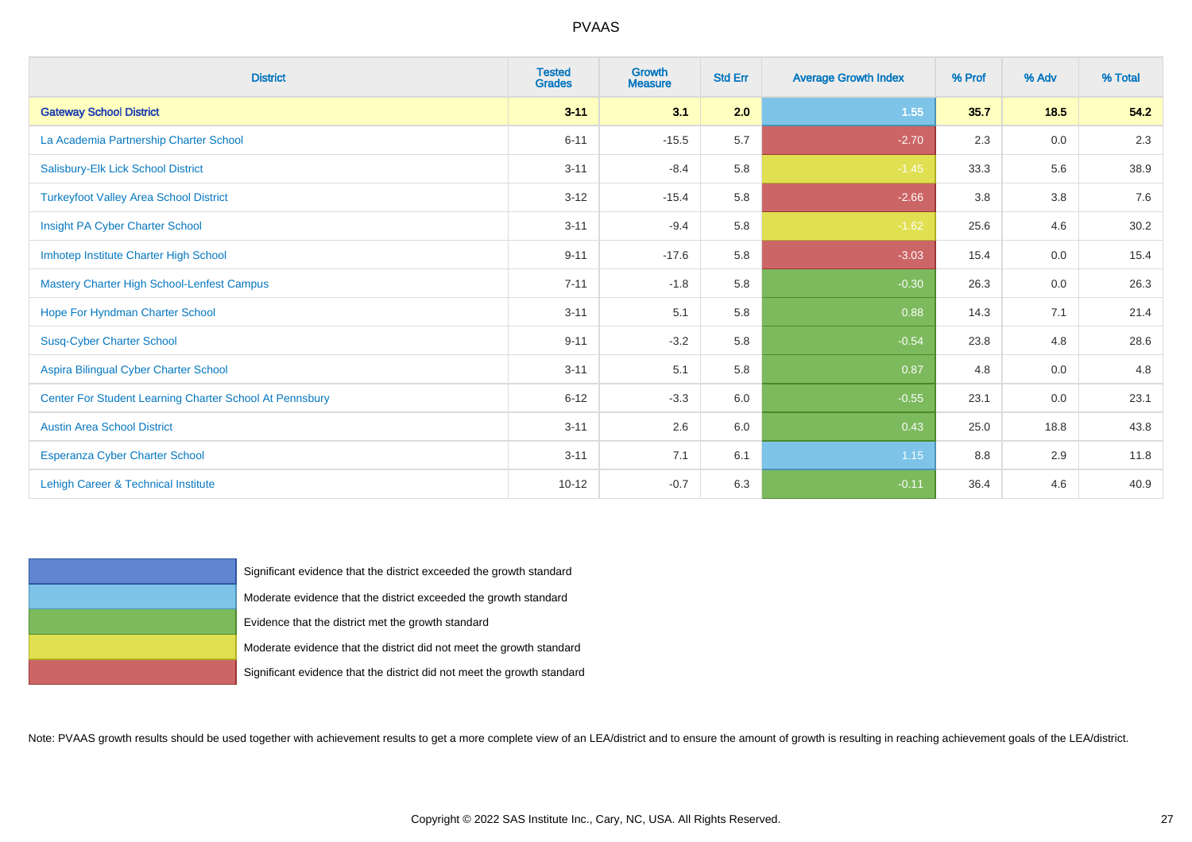# PVAAS

| District | Tested Grades | Growth Measure | Std Err | Average Growth Index | % Prof | % Adv | % Total |
|---|---|---|---|---|---|---|---|
| **Gateway School District** | **3-11** | **3.1** | **2.0** | **1.55** | **35.7** | **18.5** | **54.2** |
| La Academia Partnership Charter School | 6-11 | -15.5 | 5.7 | -2.70 | 2.3 | 0.0 | 2.3 |
| Salisbury-Elk Lick School District | 3-11 | -8.4 | 5.8 | -1.45 | 33.3 | 5.6 | 38.9 |
| Turkeyfoot Valley Area School District | 3-12 | -15.4 | 5.8 | -2.66 | 3.8 | 3.8 | 7.6 |
| Insight PA Cyber Charter School | 3-11 | -9.4 | 5.8 | -1.62 | 25.6 | 4.6 | 30.2 |
| Imhotep Institute Charter High School | 9-11 | -17.6 | 5.8 | -3.03 | 15.4 | 0.0 | 15.4 |
| Mastery Charter High School-Lenfest Campus | 7-11 | -1.8 | 5.8 | -0.30 | 26.3 | 0.0 | 26.3 |
| Hope For Hyndman Charter School | 3-11 | 5.1 | 5.8 | 0.88 | 14.3 | 7.1 | 21.4 |
| Susq-Cyber Charter School | 9-11 | -3.2 | 5.8 | -0.54 | 23.8 | 4.8 | 28.6 |
| Aspira Bilingual Cyber Charter School | 3-11 | 5.1 | 5.8 | 0.87 | 4.8 | 0.0 | 4.8 |
| Center For Student Learning Charter School At Pennsbury | 6-12 | -3.3 | 6.0 | -0.55 | 23.1 | 0.0 | 23.1 |
| Austin Area School District | 3-11 | 2.6 | 6.0 | 0.43 | 25.0 | 18.8 | 43.8 |
| Esperanza Cyber Charter School | 3-11 | 7.1 | 6.1 | 1.15 | 8.8 | 2.9 | 11.8 |
| Lehigh Career & Technical Institute | 10-12 | -0.7 | 6.3 | -0.11 | 36.4 | 4.6 | 40.9 |

Significant evidence that the district exceeded the growth standard

Moderate evidence that the district exceeded the growth standard

Evidence that the district met the growth standard

Moderate evidence that the district did not meet the growth standard

Significant evidence that the district did not meet the growth standard

Note: PVAAS growth results should be used together with achievement results to get a more complete view of an LEA/district and to ensure the amount of growth is resulting in reaching achievement goals of the LEA/district.

Copyright © 2022 SAS Institute Inc., Cary, NC, USA. All Rights Reserved.